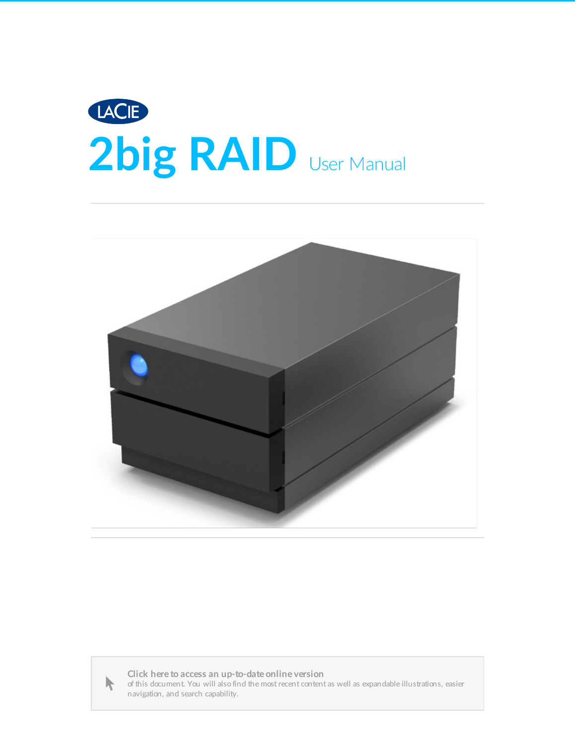LACIE

# 2big RAID User Manual

**Click here to access an up-to-date online version**
of this document. You will also find the most recent content as well as expandable illustrations, easier navigation, and search capability.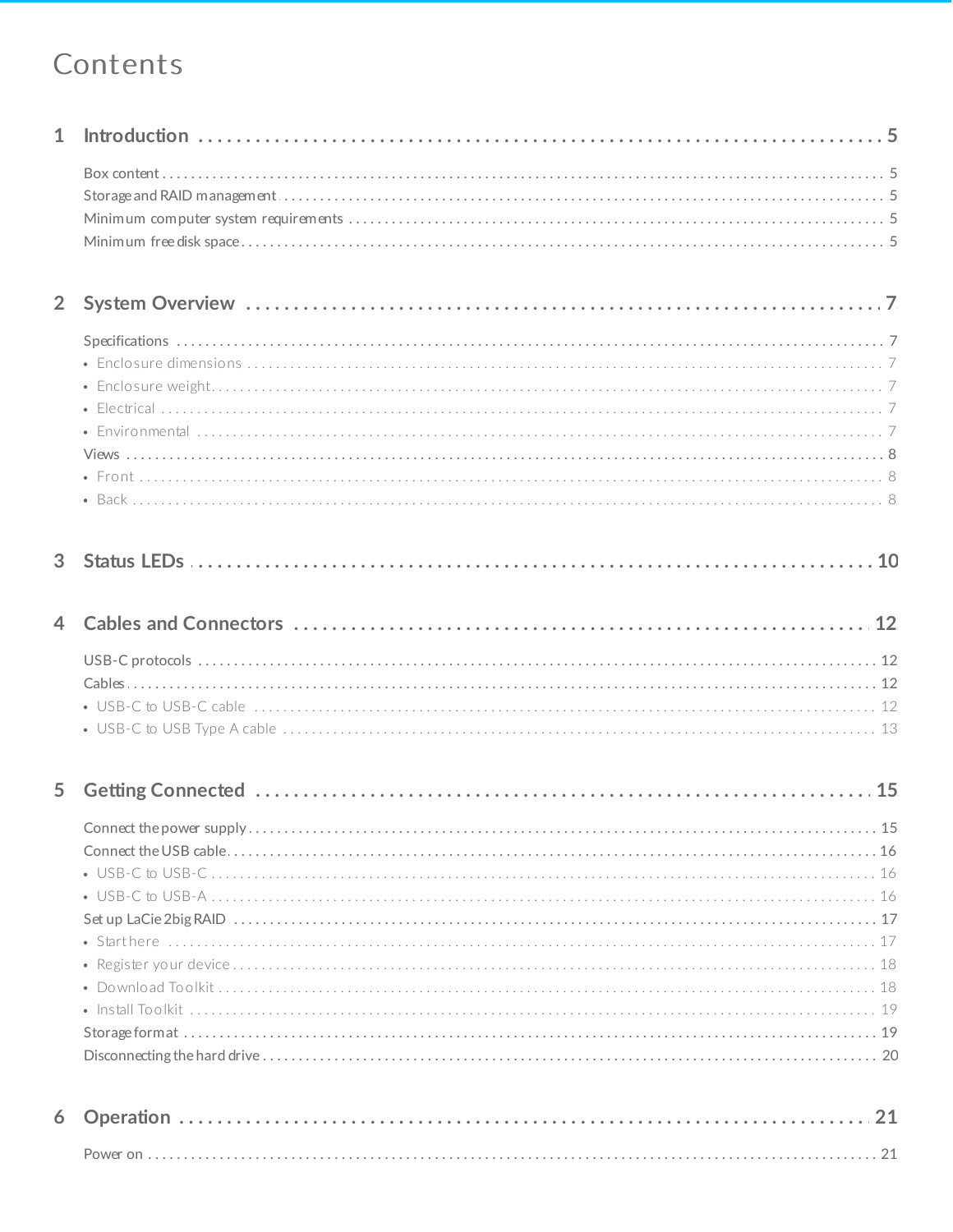# Contents

## 1 Introduction ..... 5

- Box content ..... 5
- Storage and RAID management ..... 5
- Minimum computer system requirements ..... 5
- Minimum free disk space ..... 5

## 2 System Overview ..... 7

- Specifications ..... 7
  - Enclosure dimensions ..... 7
  - Enclosure weight ..... 7
  - Electrical ..... 7
  - Environmental ..... 7
- Views ..... 8
  - Front ..... 8
  - Back ..... 8

## 3 Status LEDs ..... 10

## 4 Cables and Connectors ..... 12

- USB-C protocols ..... 12
- Cables ..... 12
  - USB-C to USB-C cable ..... 12
  - USB-C to USB Type A cable ..... 13

## 5 Getting Connected ..... 15

- Connect the power supply ..... 15
- Connect the USB cable ..... 16
  - USB-C to USB-C ..... 16
  - USB-C to USB-A ..... 16
- Set up LaCie 2big RAID ..... 17
  - Start here ..... 17
  - Register your device ..... 18
  - Download Toolkit ..... 18
  - Install Toolkit ..... 19
- Storage format ..... 19
- Disconnecting the hard drive ..... 20

## 6 Operation ..... 21

- Power on ..... 21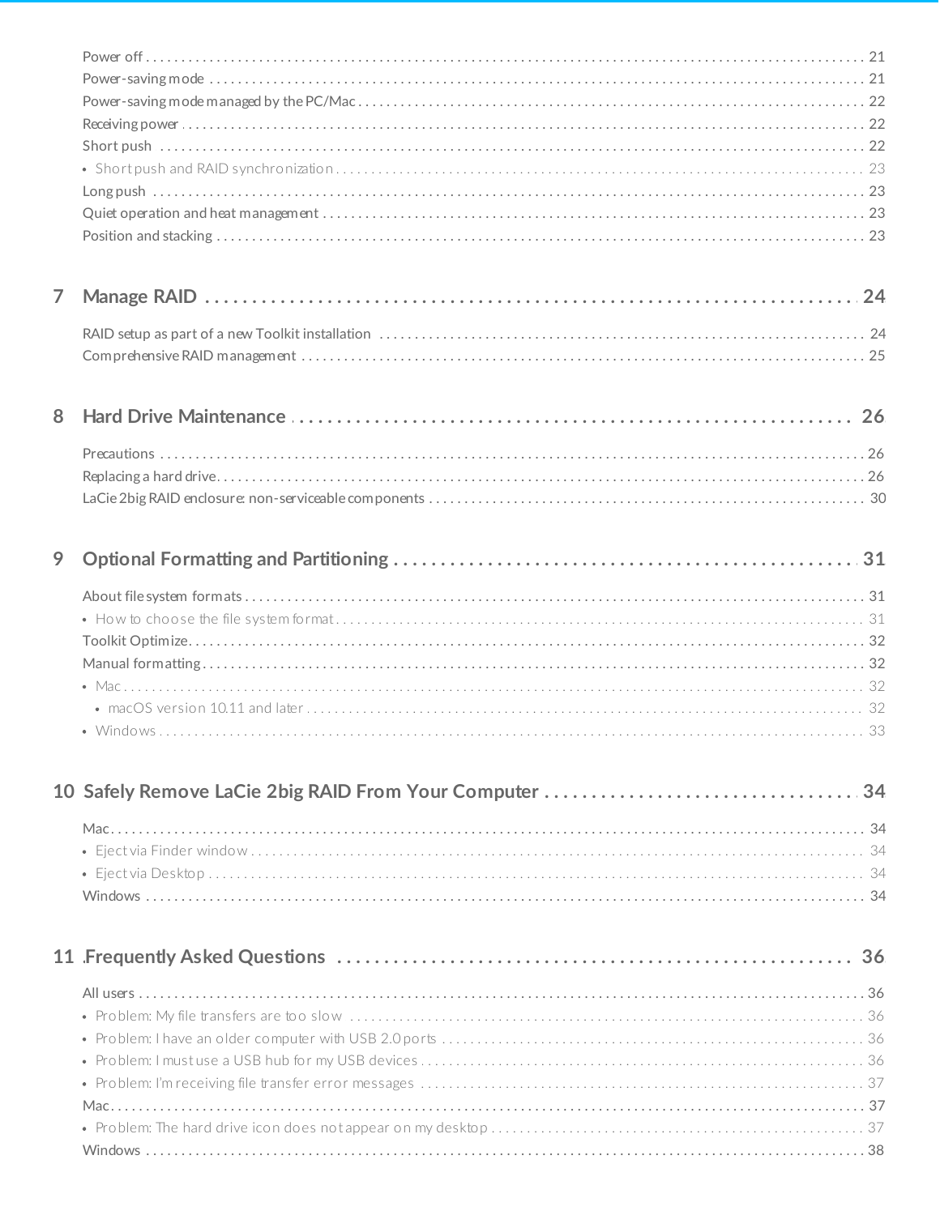Power off ... 21
Power-saving mode ... 21
Power-saving mode managed by the PC/Mac ... 22
Receiving power ... 22
Short push ... 22
- Short push and RAID synchronization ... 23

Long push ... 23
Quiet operation and heat management ... 23
Position and stacking ... 23

## 7 Manage RAID ... 24

RAID setup as part of a new Toolkit installation ... 24
Comprehensive RAID management ... 25

## 8 Hard Drive Maintenance ... 26

Precautions ... 26
Replacing a hard drive ... 26
LaCie 2big RAID enclosure: non-serviceable components ... 30

## 9 Optional Formatting and Partitioning ... 31

About file system formats ... 31
- How to choose the file system format ... 31

Toolkit Optimize ... 32
Manual formatting ... 32
- Mac ... 32
  - macOS version 10.11 and later ... 32
- Windows ... 33

## 10 Safely Remove LaCie 2big RAID From Your Computer ... 34

Mac ... 34
- Eject via Finder window ... 34
- Eject via Desktop ... 34

Windows ... 34

## 11 Frequently Asked Questions ... 36

All users ... 36
- Problem: My file transfers are too slow ... 36
- Problem: I have an older computer with USB 2.0 ports ... 36
- Problem: I must use a USB hub for my USB devices ... 36
- Problem: I'm receiving file transfer error messages ... 37

Mac ... 37
- Problem: The hard drive icon does not appear on my desktop ... 37

Windows ... 38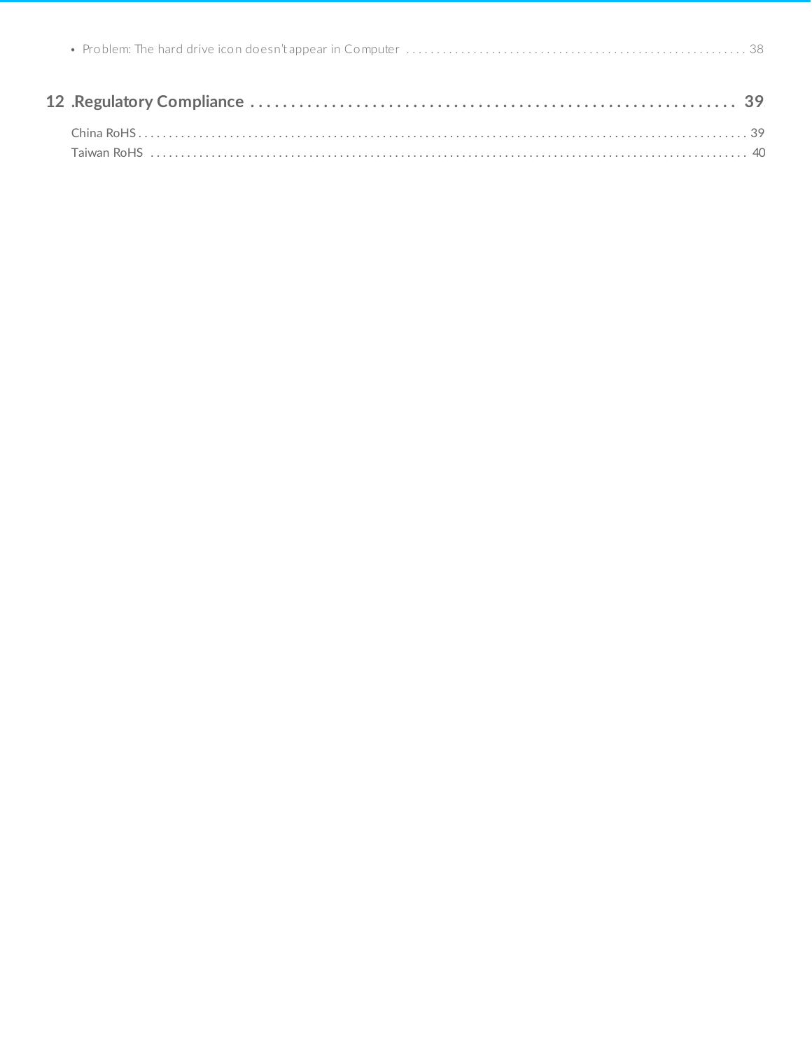- Problem: The hard drive icon doesn't appear in Computer ........ 38

**12 .Regulatory Compliance ........ 39**

China RoHS ........ 39
Taiwan RoHS ........ 40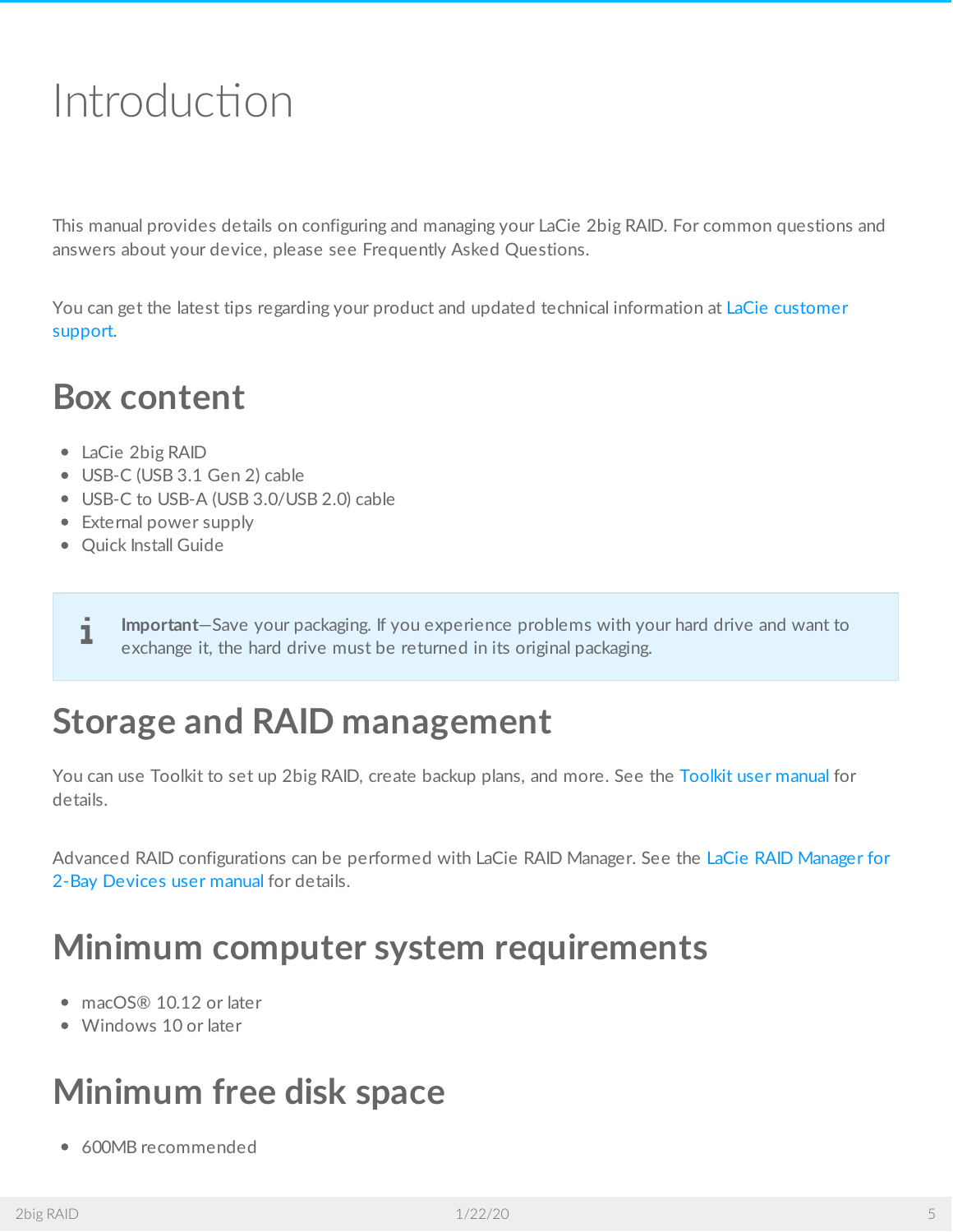# Introduction

This manual provides details on configuring and managing your LaCie 2big RAID. For common questions and answers about your device, please see Frequently Asked Questions.

You can get the latest tips regarding your product and updated technical information at LaCie customer support.

## Box content

- LaCie 2big RAID
- USB-C (USB 3.1 Gen 2) cable
- USB-C to USB-A (USB 3.0/USB 2.0) cable
- External power supply
- Quick Install Guide

> **Important**—Save your packaging. If you experience problems with your hard drive and want to exchange it, the hard drive must be returned in its original packaging.

## Storage and RAID management

You can use Toolkit to set up 2big RAID, create backup plans, and more. See the Toolkit user manual for details.

Advanced RAID configurations can be performed with LaCie RAID Manager. See the LaCie RAID Manager for 2-Bay Devices user manual for details.

## Minimum computer system requirements

- macOS® 10.12 or later
- Windows 10 or later

## Minimum free disk space

- 600MB recommended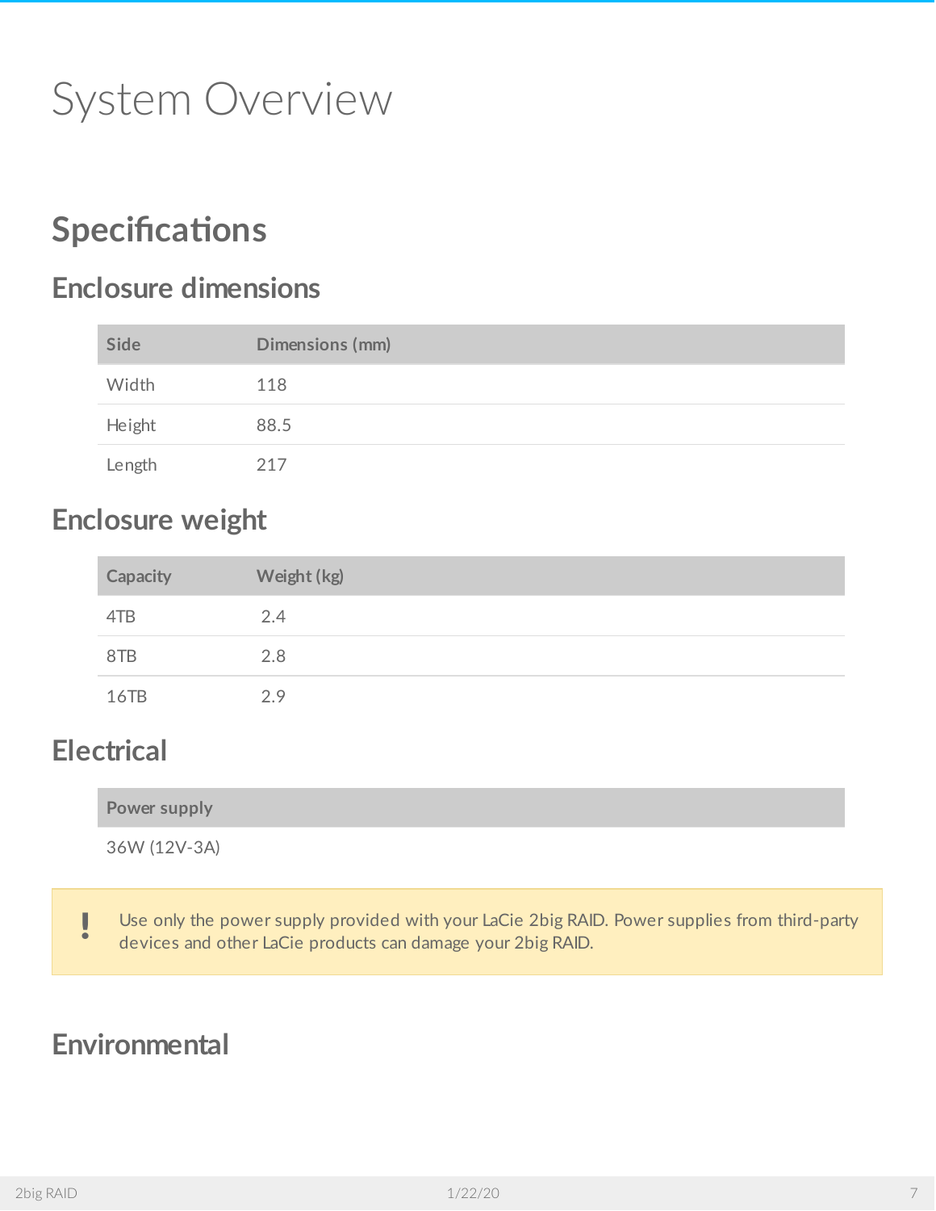# System Overview

## Specifications

### Enclosure dimensions

| Side | Dimensions (mm) |
|---|---|
| Width | 118 |
| Height | 88.5 |
| Length | 217 |

### Enclosure weight

| Capacity | Weight (kg) |
|---|---|
| 4TB | 2.4 |
| 8TB | 2.8 |
| 16TB | 2.9 |

### Electrical

| Power supply |
|---|
| 36W (12V-3A) |

> **!** Use only the power supply provided with your LaCie 2big RAID. Power supplies from third-party devices and other LaCie products can damage your 2big RAID.

### Environmental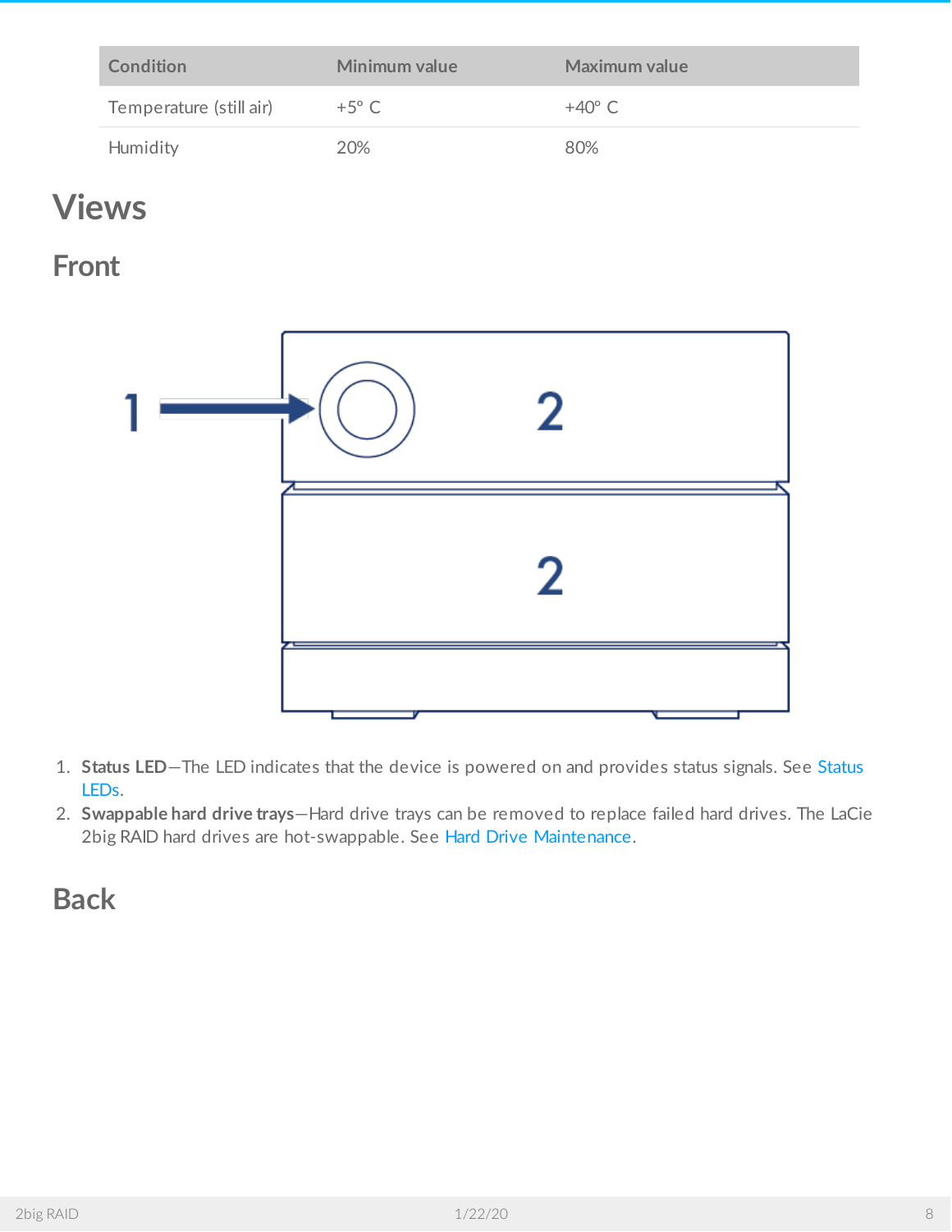| Condition | Minimum value | Maximum value |
| --- | --- | --- |
| Temperature (still air) | +5° C | +40° C |
| Humidity | 20% | 80% |

# Views

## Front

1. **Status LED**—The LED indicates that the device is powered on and provides status signals. See Status LEDs.
2. **Swappable hard drive trays**—Hard drive trays can be removed to replace failed hard drives. The LaCie 2big RAID hard drives are hot-swappable. See Hard Drive Maintenance.

## Back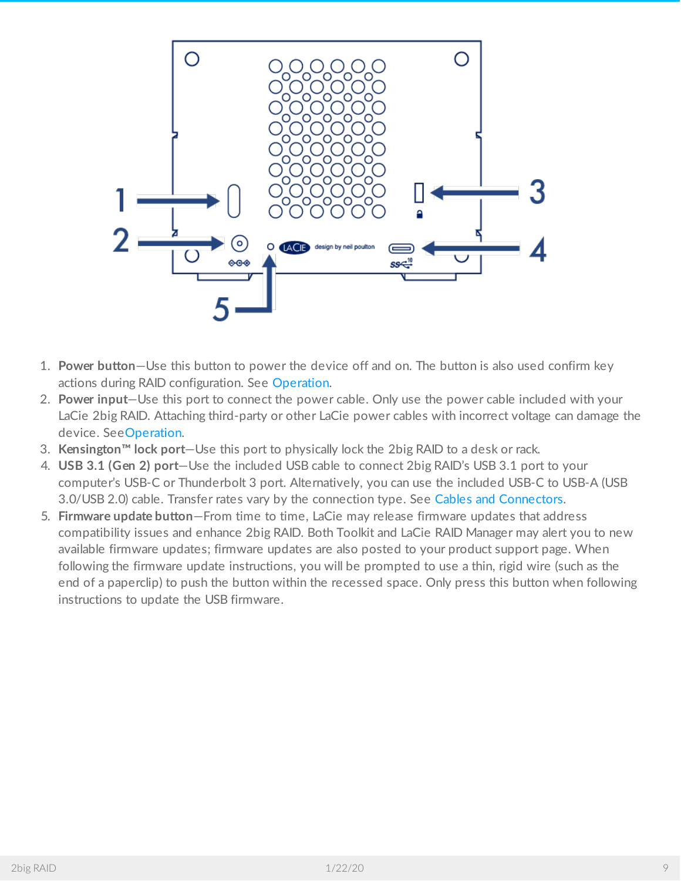1. **Power button**—Use this button to power the device off and on. The button is also used confirm key actions during RAID configuration. See Operation.
2. **Power input**—Use this port to connect the power cable. Only use the power cable included with your LaCie 2big RAID. Attaching third-party or other LaCie power cables with incorrect voltage can damage the device. SeeOperation.
3. **Kensington™ lock port**—Use this port to physically lock the 2big RAID to a desk or rack.
4. **USB 3.1 (Gen 2) port**—Use the included USB cable to connect 2big RAID's USB 3.1 port to your computer's USB-C or Thunderbolt 3 port. Alternatively, you can use the included USB-C to USB-A (USB 3.0/USB 2.0) cable. Transfer rates vary by the connection type. See Cables and Connectors.
5. **Firmware update button**—From time to time, LaCie may release firmware updates that address compatibility issues and enhance 2big RAID. Both Toolkit and LaCie RAID Manager may alert you to new available firmware updates; firmware updates are also posted to your product support page. When following the firmware update instructions, you will be prompted to use a thin, rigid wire (such as the end of a paperclip) to push the button within the recessed space. Only press this button when following instructions to update the USB firmware.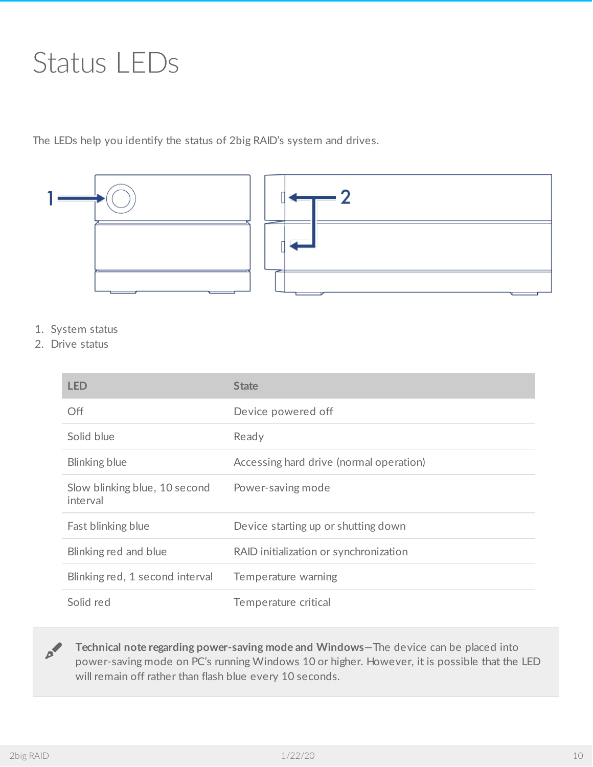# Status LEDs

The LEDs help you identify the status of 2big RAID's system and drives.

1. System status
2. Drive status

| LED | State |
| --- | --- |
| Off | Device powered off |
| Solid blue | Ready |
| Blinking blue | Accessing hard drive (normal operation) |
| Slow blinking blue, 10 second interval | Power-saving mode |
| Fast blinking blue | Device starting up or shutting down |
| Blinking red and blue | RAID initialization or synchronization |
| Blinking red, 1 second interval | Temperature warning |
| Solid red | Temperature critical |

**Technical note regarding power-saving mode and Windows**—The device can be placed into power-saving mode on PC's running Windows 10 or higher. However, it is possible that the LED will remain off rather than flash blue every 10 seconds.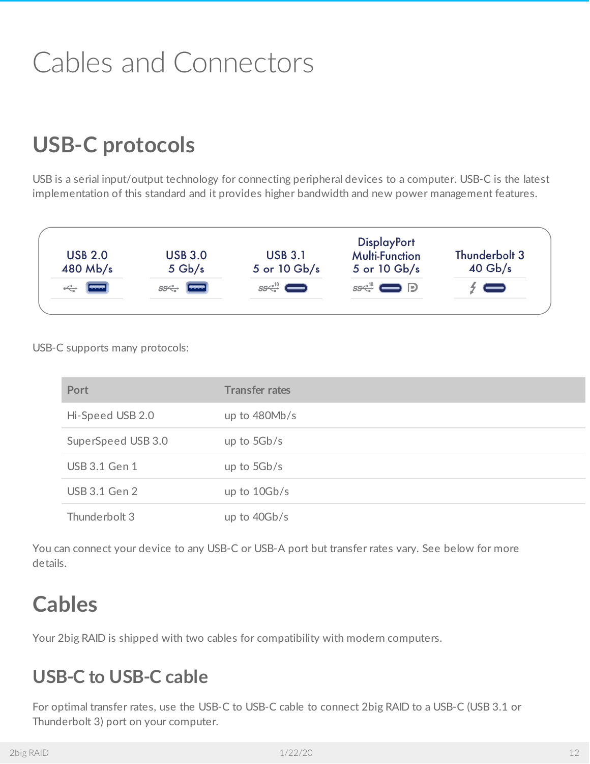# Cables and Connectors

## USB-C protocols

USB is a serial input/output technology for connecting peripheral devices to a computer. USB-C is the latest implementation of this standard and it provides higher bandwidth and new power management features.

| USB 2.0 | USB 3.0 | USB 3.1 | DisplayPort Multi-Function | Thunderbolt 3 |
|---|---|---|---|---|
| 480 Mb/s | 5 Gb/s | 5 or 10 Gb/s | 5 or 10 Gb/s | 40 Gb/s |

USB-C supports many protocols:

| Port | Transfer rates |
|---|---|
| Hi-Speed USB 2.0 | up to 480Mb/s |
| SuperSpeed USB 3.0 | up to 5Gb/s |
| USB 3.1 Gen 1 | up to 5Gb/s |
| USB 3.1 Gen 2 | up to 10Gb/s |
| Thunderbolt 3 | up to 40Gb/s |

You can connect your device to any USB-C or USB-A port but transfer rates vary. See below for more details.

## Cables

Your 2big RAID is shipped with two cables for compatibility with modern computers.

### USB-C to USB-C cable

For optimal transfer rates, use the USB-C to USB-C cable to connect 2big RAID to a USB-C (USB 3.1 or Thunderbolt 3) port on your computer.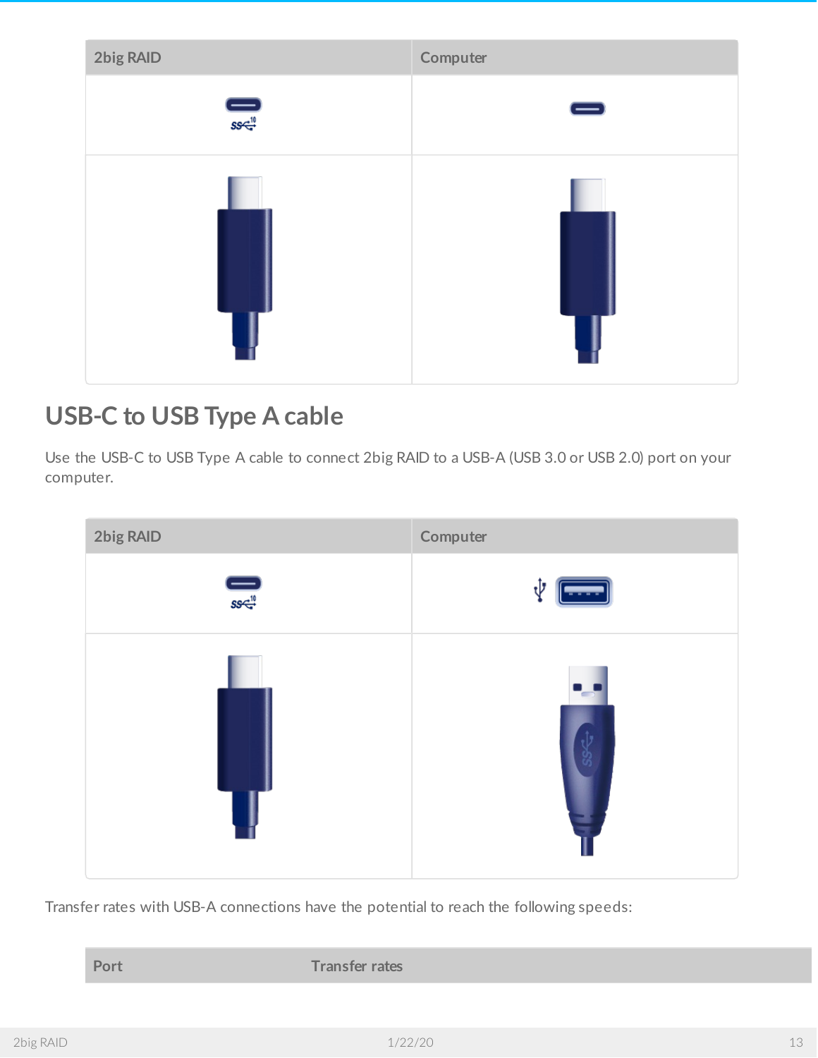| 2big RAID | Computer |
| --- | --- |
| | |
| | |

## USB-C to USB Type A cable

Use the USB-C to USB Type A cable to connect 2big RAID to a USB-A (USB 3.0 or USB 2.0) port on your computer.

| 2big RAID | Computer |
| --- | --- |
| | |
| | |

Transfer rates with USB-A connections have the potential to reach the following speeds:

| Port | Transfer rates |
| --- | --- |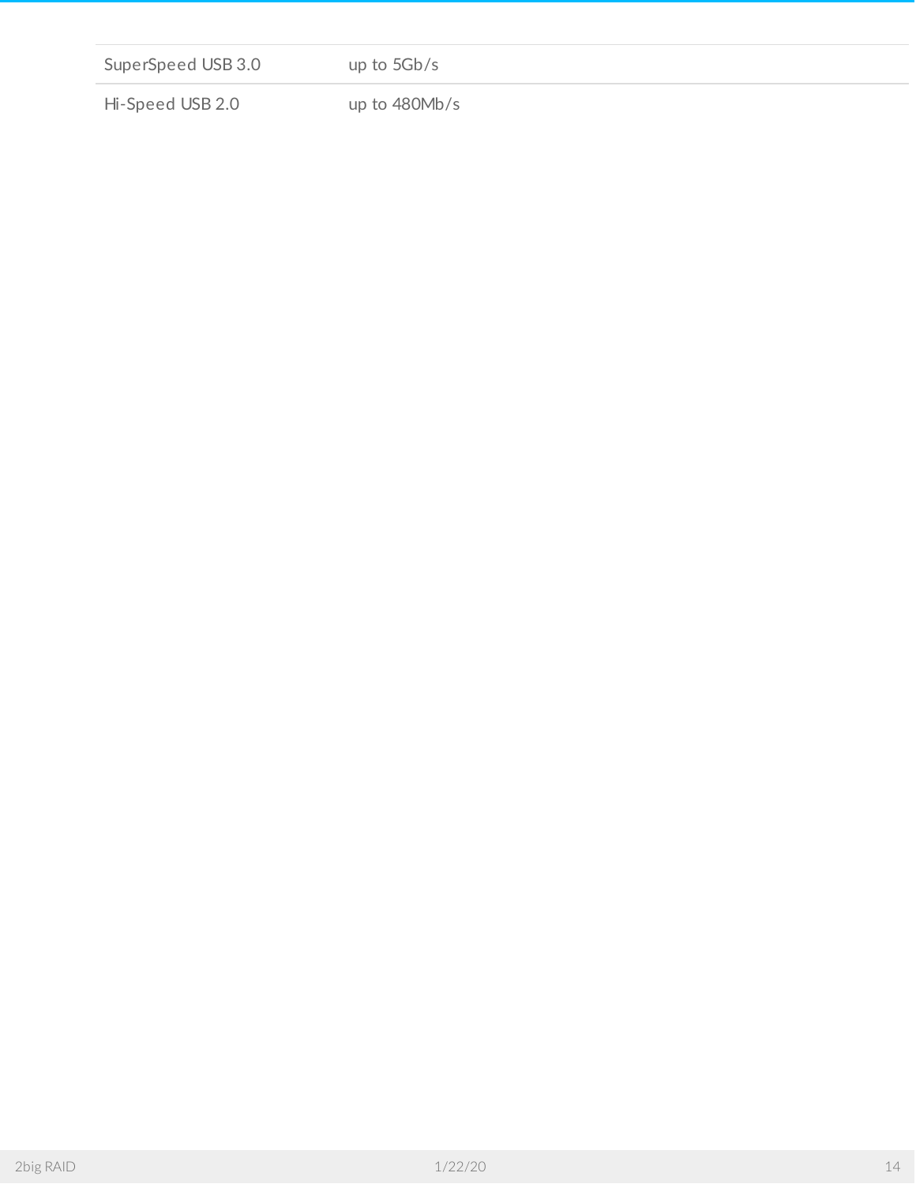| | |
|---|---|
| SuperSpeed USB 3.0 | up to 5Gb/s |
| Hi-Speed USB 2.0 | up to 480Mb/s |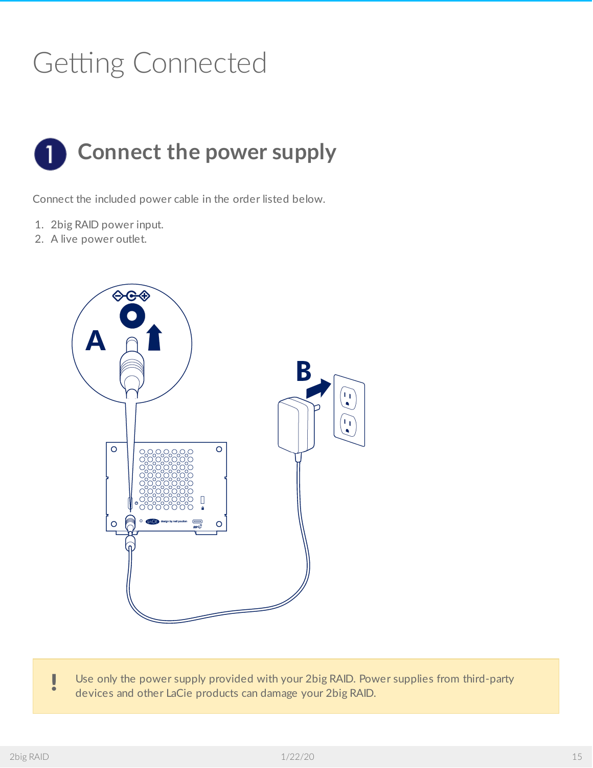# Getting Connected

## 1 Connect the power supply

Connect the included power cable in the order listed below.

1. 2big RAID power input.
2. A live power outlet.

> **!** Use only the power supply provided with your 2big RAID. Power supplies from third-party devices and other LaCie products can damage your 2big RAID.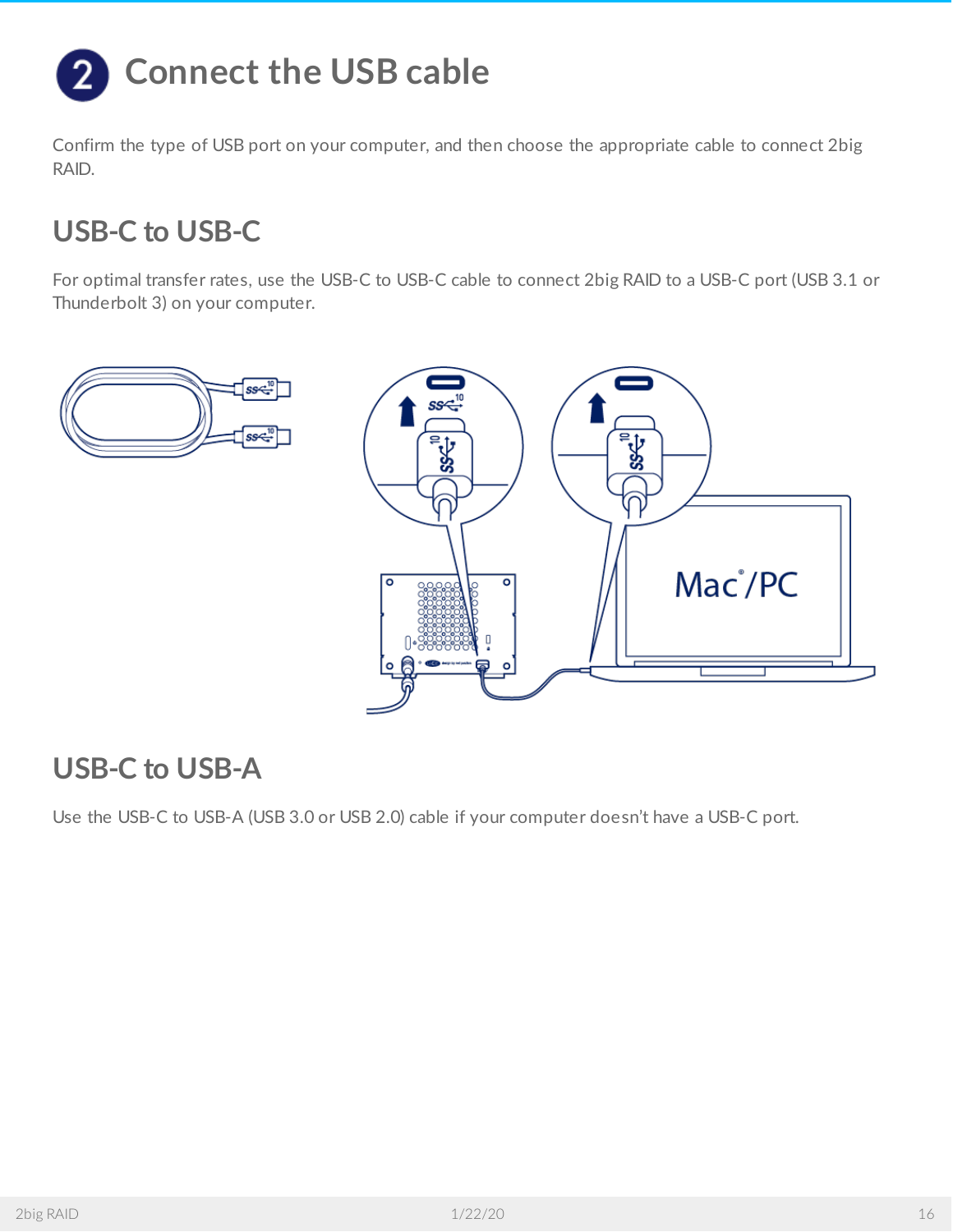# 2 Connect the USB cable

Confirm the type of USB port on your computer, and then choose the appropriate cable to connect 2big RAID.

## USB-C to USB-C

For optimal transfer rates, use the USB-C to USB-C cable to connect 2big RAID to a USB-C port (USB 3.1 or Thunderbolt 3) on your computer.

## USB-C to USB-A

Use the USB-C to USB-A (USB 3.0 or USB 2.0) cable if your computer doesn't have a USB-C port.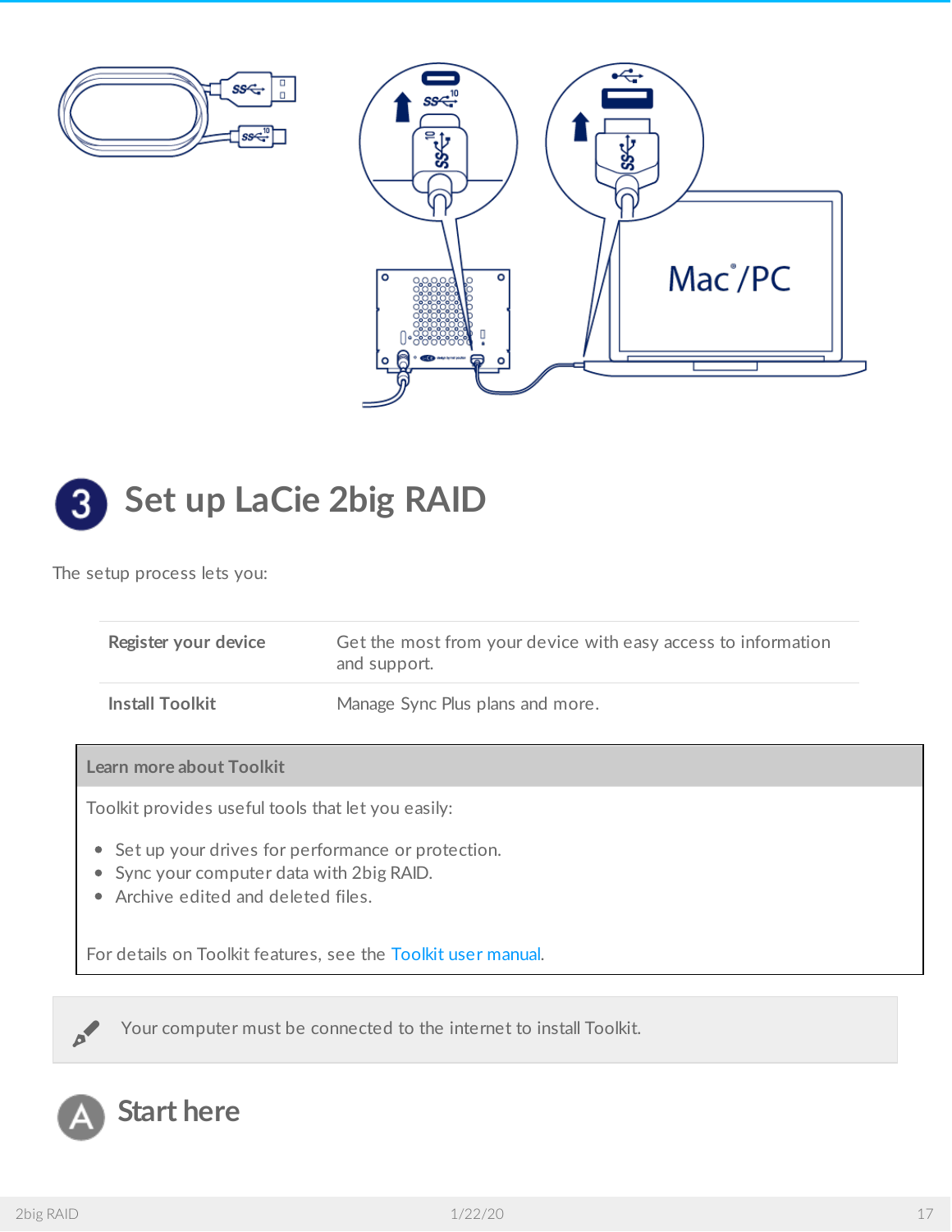## 3 Set up LaCie 2big RAID

The setup process lets you:

| | |
|---|---|
| **Register your device** | Get the most from your device with easy access to information and support. |
| **Install Toolkit** | Manage Sync Plus plans and more. |

**Learn more about Toolkit**

Toolkit provides useful tools that let you easily:

- Set up your drives for performance or protection.
- Sync your computer data with 2big RAID.
- Archive edited and deleted files.

For details on Toolkit features, see the Toolkit user manual.

Your computer must be connected to the internet to install Toolkit.

### A Start here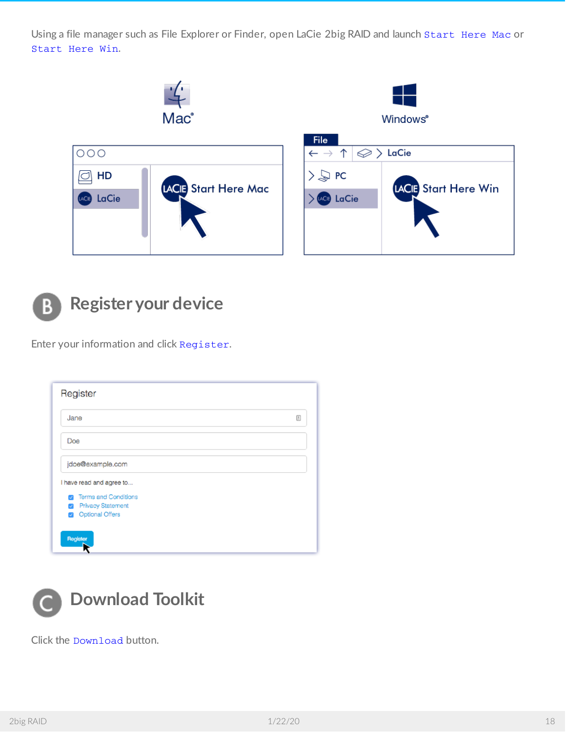Using a file manager such as File Explorer or Finder, open LaCie 2big RAID and launch `Start Here Mac` or `Start Here Win`.

## B Register your device

Enter your information and click `Register`.

## C Download Toolkit

Click the `Download` button.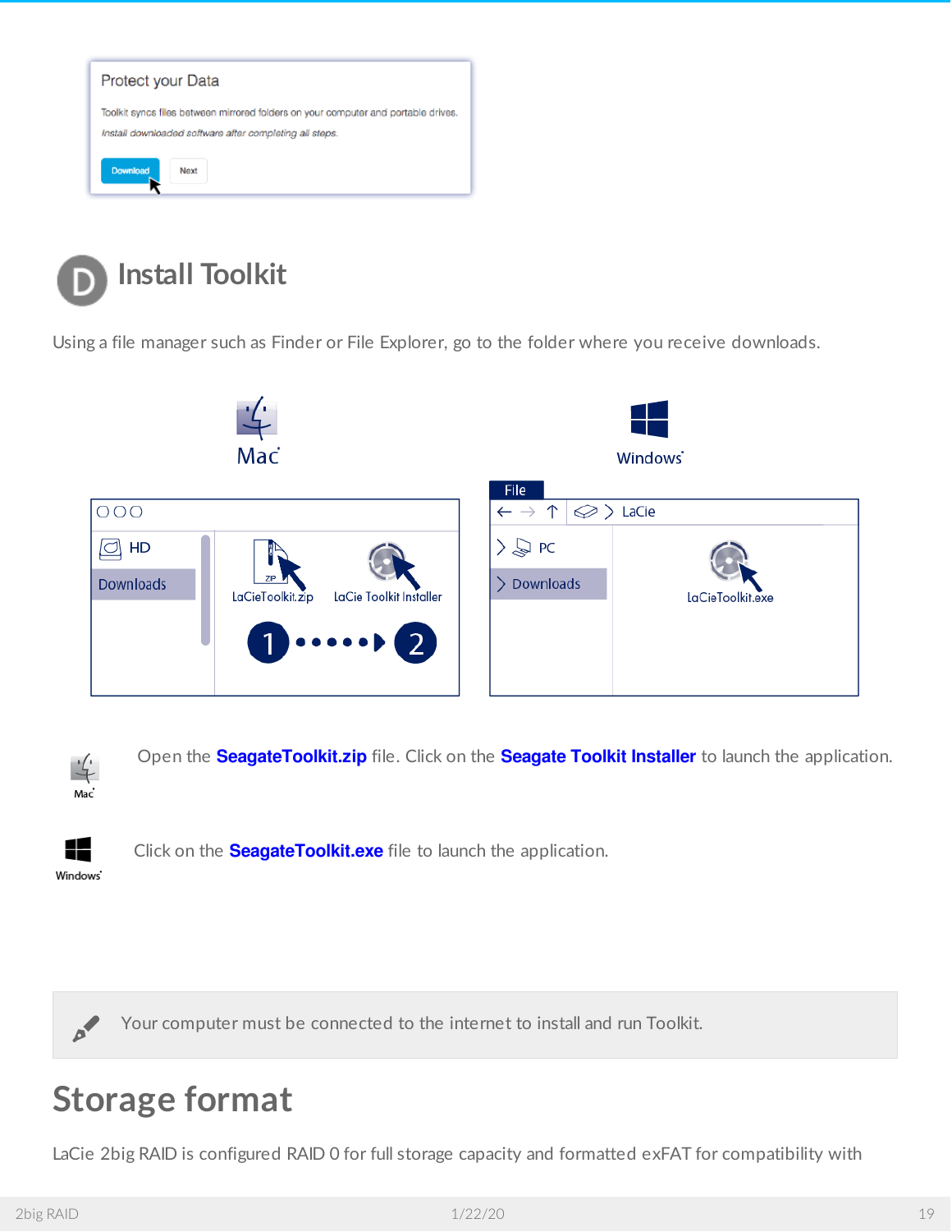## D Install Toolkit

Using a file manager such as Finder or File Explorer, go to the folder where you receive downloads.

Mac: Open the **SeagateToolkit.zip** file. Click on the **Seagate Toolkit Installer** to launch the application.

Windows: Click on the **SeagateToolkit.exe** file to launch the application.

> Your computer must be connected to the internet to install and run Toolkit.

# Storage format

LaCie 2big RAID is configured RAID 0 for full storage capacity and formatted exFAT for compatibility with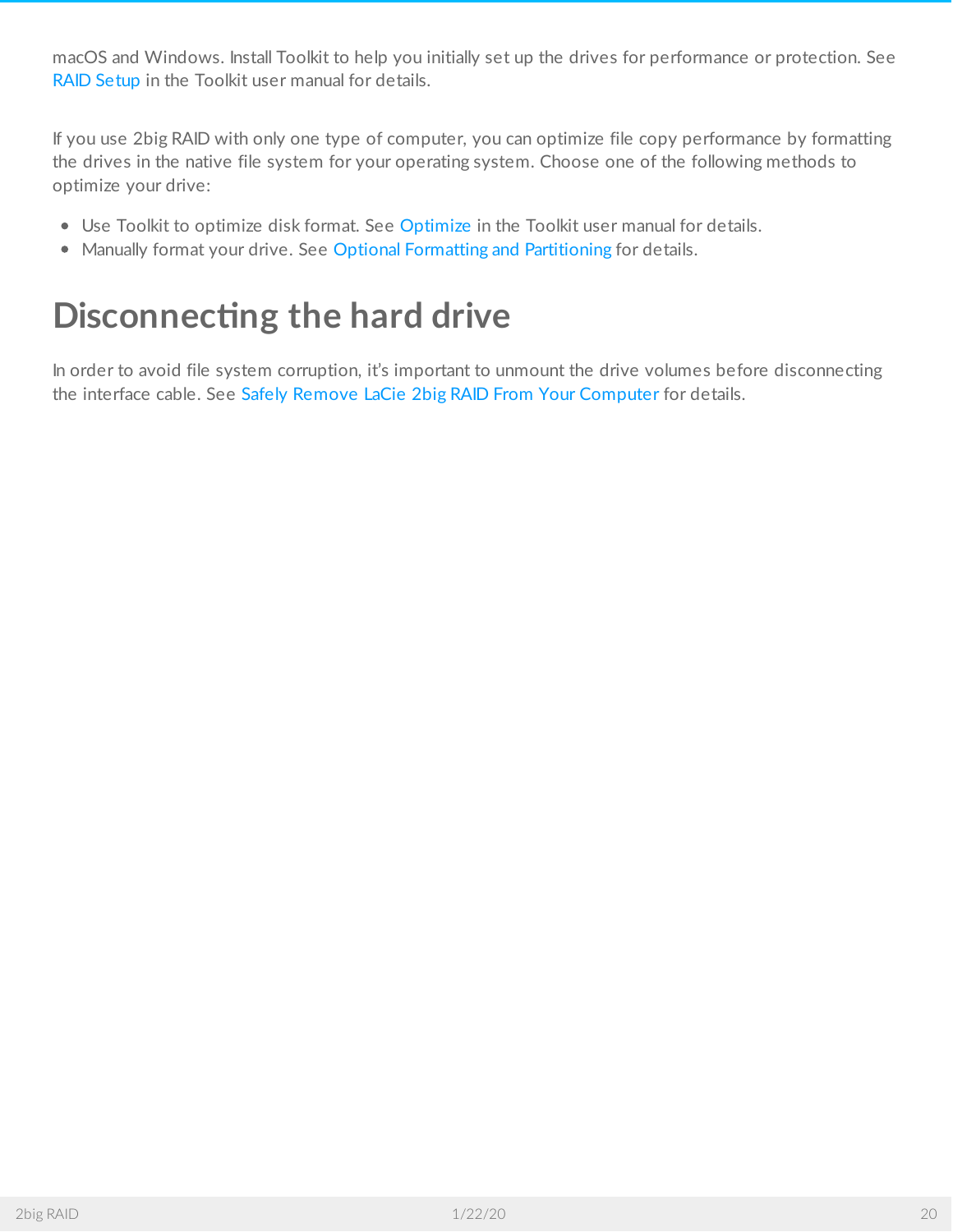macOS and Windows. Install Toolkit to help you initially set up the drives for performance or protection. See RAID Setup in the Toolkit user manual for details.

If you use 2big RAID with only one type of computer, you can optimize file copy performance by formatting the drives in the native file system for your operating system. Choose one of the following methods to optimize your drive:

- Use Toolkit to optimize disk format. See Optimize in the Toolkit user manual for details.
- Manually format your drive. See Optional Formatting and Partitioning for details.

# Disconnecting the hard drive

In order to avoid file system corruption, it's important to unmount the drive volumes before disconnecting the interface cable. See Safely Remove LaCie 2big RAID From Your Computer for details.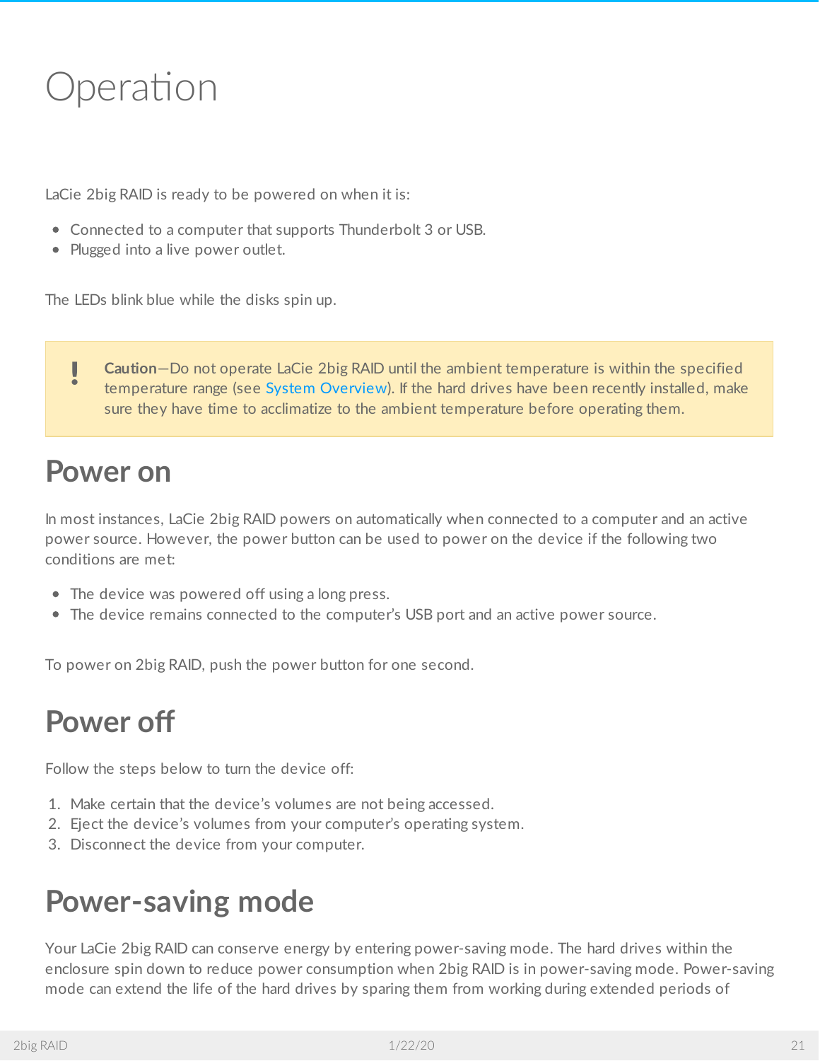# Operation

LaCie 2big RAID is ready to be powered on when it is:

- Connected to a computer that supports Thunderbolt 3 or USB.
- Plugged into a live power outlet.

The LEDs blink blue while the disks spin up.

> **!** **Caution**—Do not operate LaCie 2big RAID until the ambient temperature is within the specified temperature range (see System Overview). If the hard drives have been recently installed, make sure they have time to acclimatize to the ambient temperature before operating them.

## Power on

In most instances, LaCie 2big RAID powers on automatically when connected to a computer and an active power source. However, the power button can be used to power on the device if the following two conditions are met:

- The device was powered off using a long press.
- The device remains connected to the computer's USB port and an active power source.

To power on 2big RAID, push the power button for one second.

## Power off

Follow the steps below to turn the device off:

1. Make certain that the device's volumes are not being accessed.
2. Eject the device's volumes from your computer's operating system.
3. Disconnect the device from your computer.

## Power-saving mode

Your LaCie 2big RAID can conserve energy by entering power-saving mode. The hard drives within the enclosure spin down to reduce power consumption when 2big RAID is in power-saving mode. Power-saving mode can extend the life of the hard drives by sparing them from working during extended periods of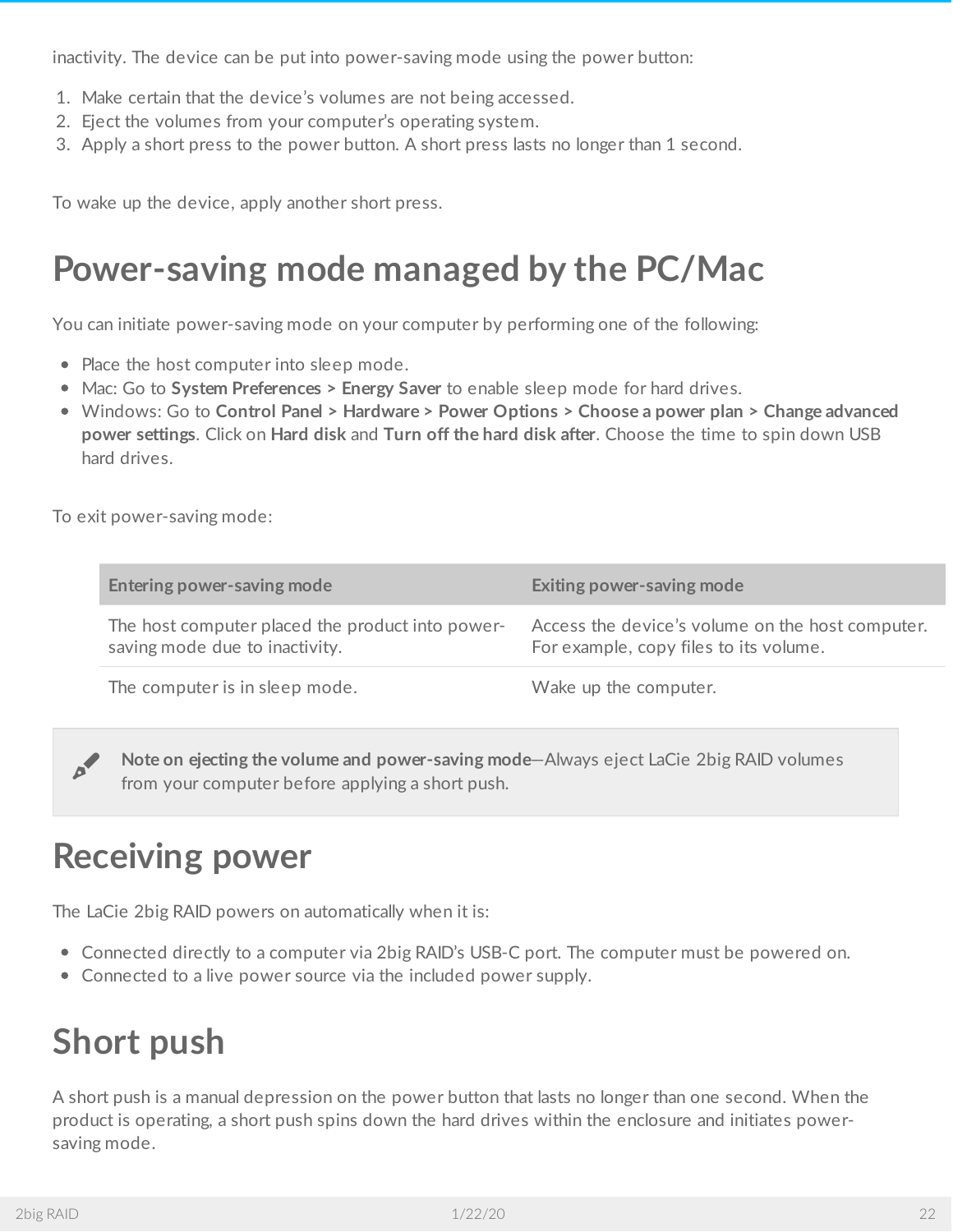inactivity. The device can be put into power-saving mode using the power button:

1. Make certain that the device's volumes are not being accessed.
2. Eject the volumes from your computer's operating system.
3. Apply a short press to the power button. A short press lasts no longer than 1 second.

To wake up the device, apply another short press.

# Power-saving mode managed by the PC/Mac

You can initiate power-saving mode on your computer by performing one of the following:

- Place the host computer into sleep mode.
- Mac: Go to **System Preferences > Energy Saver** to enable sleep mode for hard drives.
- Windows: Go to **Control Panel > Hardware > Power Options > Choose a power plan > Change advanced power settings**. Click on **Hard disk** and **Turn off the hard disk after**. Choose the time to spin down USB hard drives.

To exit power-saving mode:

| Entering power-saving mode | Exiting power-saving mode |
| --- | --- |
| The host computer placed the product into power-saving mode due to inactivity. | Access the device's volume on the host computer. For example, copy files to its volume. |
| The computer is in sleep mode. | Wake up the computer. |

**Note on ejecting the volume and power-saving mode**—Always eject LaCie 2big RAID volumes from your computer before applying a short push.

# Receiving power

The LaCie 2big RAID powers on automatically when it is:

- Connected directly to a computer via 2big RAID's USB-C port. The computer must be powered on.
- Connected to a live power source via the included power supply.

# Short push

A short push is a manual depression on the power button that lasts no longer than one second. When the product is operating, a short push spins down the hard drives within the enclosure and initiates power-saving mode.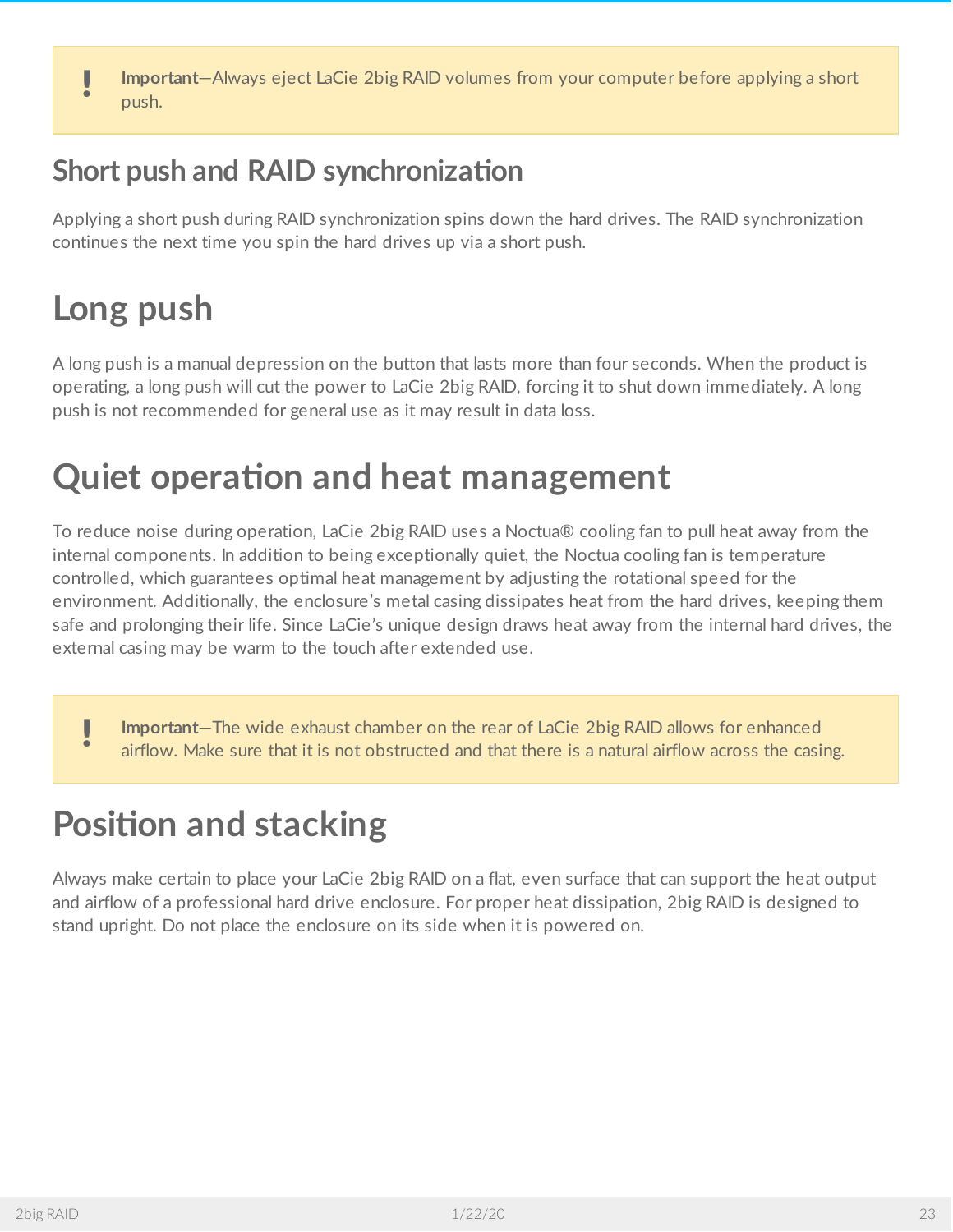> **!** **Important**—Always eject LaCie 2big RAID volumes from your computer before applying a short push.

## Short push and RAID synchronization

Applying a short push during RAID synchronization spins down the hard drives. The RAID synchronization continues the next time you spin the hard drives up via a short push.

# Long push

A long push is a manual depression on the button that lasts more than four seconds. When the product is operating, a long push will cut the power to LaCie 2big RAID, forcing it to shut down immediately. A long push is not recommended for general use as it may result in data loss.

# Quiet operation and heat management

To reduce noise during operation, LaCie 2big RAID uses a Noctua® cooling fan to pull heat away from the internal components. In addition to being exceptionally quiet, the Noctua cooling fan is temperature controlled, which guarantees optimal heat management by adjusting the rotational speed for the environment. Additionally, the enclosure's metal casing dissipates heat from the hard drives, keeping them safe and prolonging their life. Since LaCie's unique design draws heat away from the internal hard drives, the external casing may be warm to the touch after extended use.

> **!** **Important**—The wide exhaust chamber on the rear of LaCie 2big RAID allows for enhanced airflow. Make sure that it is not obstructed and that there is a natural airflow across the casing.

# Position and stacking

Always make certain to place your LaCie 2big RAID on a flat, even surface that can support the heat output and airflow of a professional hard drive enclosure. For proper heat dissipation, 2big RAID is designed to stand upright. Do not place the enclosure on its side when it is powered on.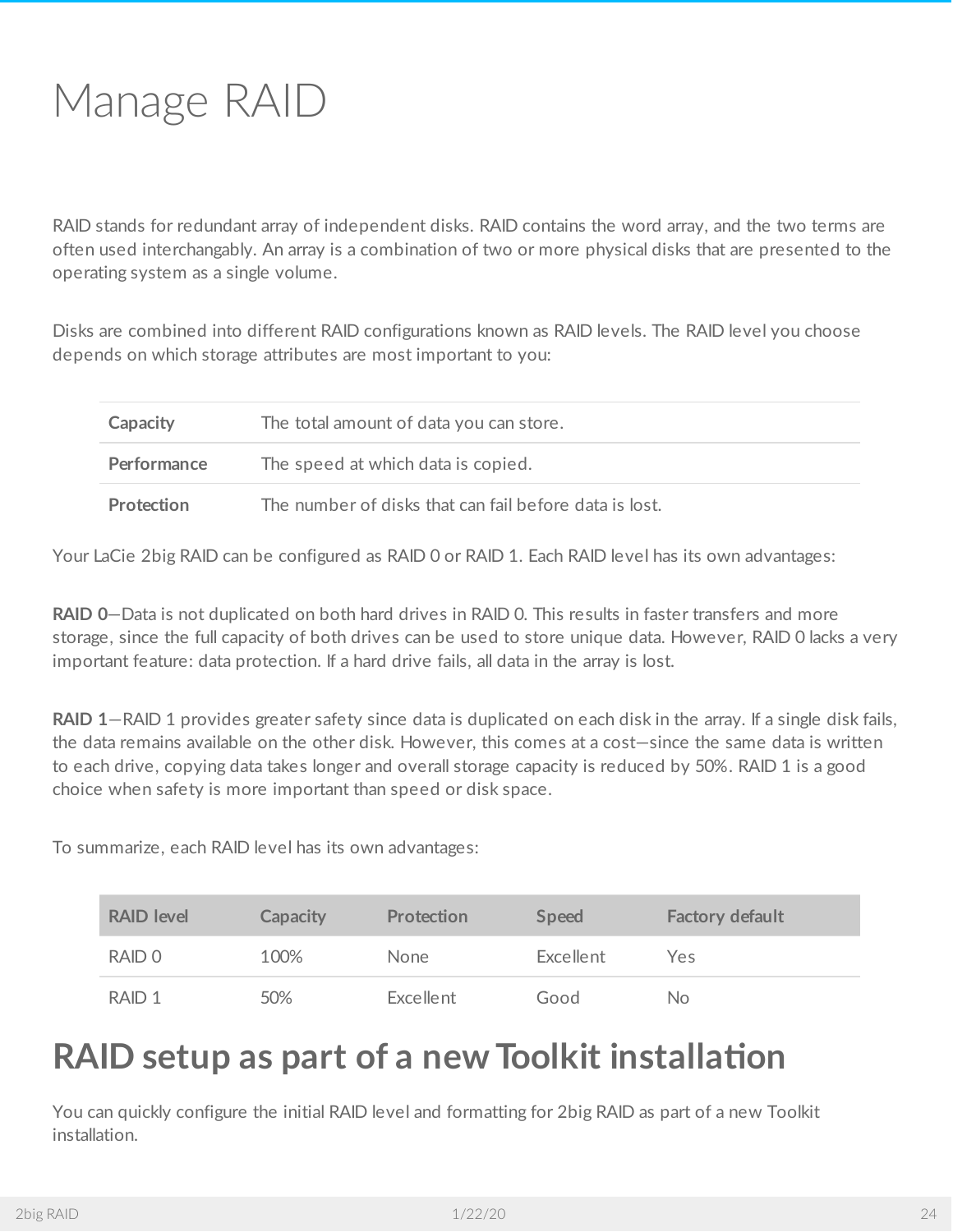# Manage RAID

RAID stands for redundant array of independent disks. RAID contains the word array, and the two terms are often used interchangably. An array is a combination of two or more physical disks that are presented to the operating system as a single volume.

Disks are combined into different RAID configurations known as RAID levels. The RAID level you choose depends on which storage attributes are most important to you:

| | |
|---|---|
| **Capacity** | The total amount of data you can store. |
| **Performance** | The speed at which data is copied. |
| **Protection** | The number of disks that can fail before data is lost. |

Your LaCie 2big RAID can be configured as RAID 0 or RAID 1. Each RAID level has its own advantages:

**RAID 0**—Data is not duplicated on both hard drives in RAID 0. This results in faster transfers and more storage, since the full capacity of both drives can be used to store unique data. However, RAID 0 lacks a very important feature: data protection. If a hard drive fails, all data in the array is lost.

**RAID 1**—RAID 1 provides greater safety since data is duplicated on each disk in the array. If a single disk fails, the data remains available on the other disk. However, this comes at a cost—since the same data is written to each drive, copying data takes longer and overall storage capacity is reduced by 50%. RAID 1 is a good choice when safety is more important than speed or disk space.

To summarize, each RAID level has its own advantages:

| RAID level | Capacity | Protection | Speed | Factory default |
|---|---|---|---|---|
| RAID 0 | 100% | None | Excellent | Yes |
| RAID 1 | 50% | Excellent | Good | No |

## RAID setup as part of a new Toolkit installation

You can quickly configure the initial RAID level and formatting for 2big RAID as part of a new Toolkit installation.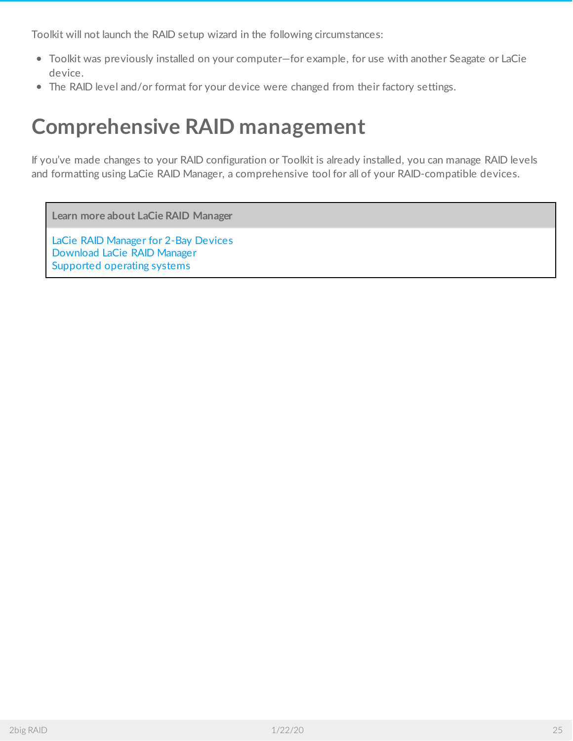Toolkit will not launch the RAID setup wizard in the following circumstances:

- Toolkit was previously installed on your computer—for example, for use with another Seagate or LaCie device.
- The RAID level and/or format for your device were changed from their factory settings.

# Comprehensive RAID management

If you've made changes to your RAID configuration or Toolkit is already installed, you can manage RAID levels and formatting using LaCie RAID Manager, a comprehensive tool for all of your RAID-compatible devices.

| Learn more about LaCie RAID Manager |
| --- |
| LaCie RAID Manager for 2-Bay Devices<br>Download LaCie RAID Manager<br>Supported operating systems |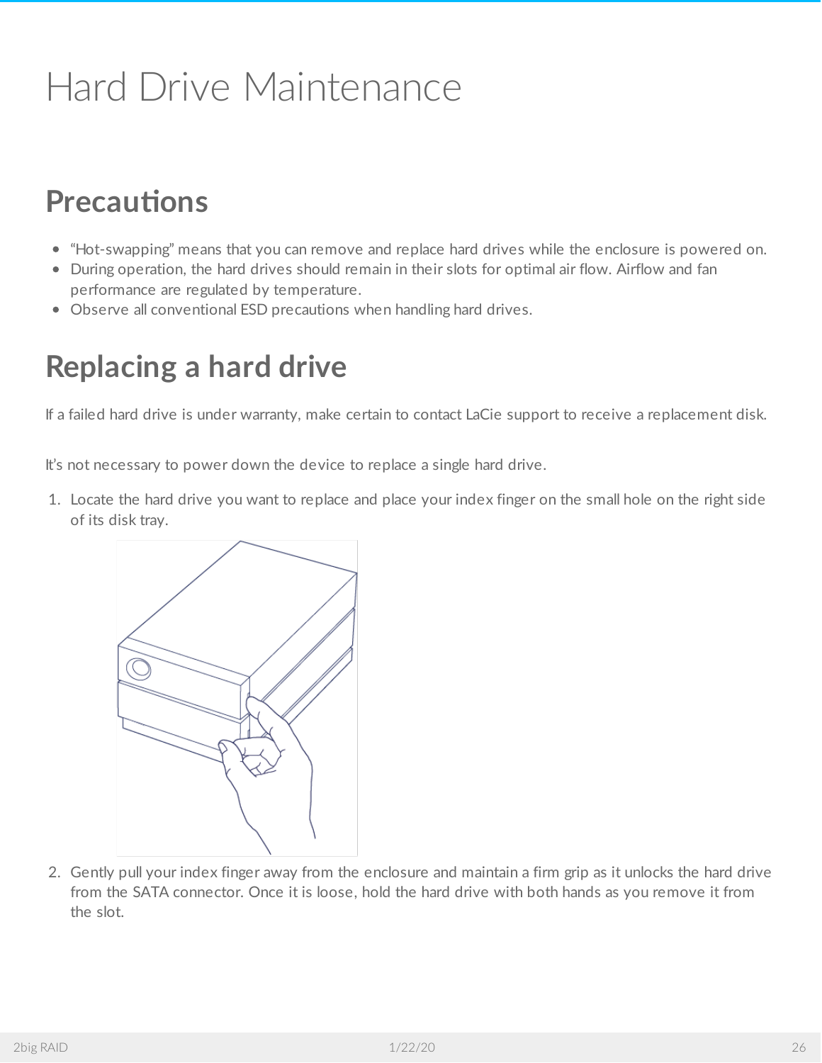# Hard Drive Maintenance

## Precautions

- “Hot-swapping” means that you can remove and replace hard drives while the enclosure is powered on.
- During operation, the hard drives should remain in their slots for optimal air flow. Airflow and fan performance are regulated by temperature.
- Observe all conventional ESD precautions when handling hard drives.

## Replacing a hard drive

If a failed hard drive is under warranty, make certain to contact LaCie support to receive a replacement disk.

It’s not necessary to power down the device to replace a single hard drive.

1. Locate the hard drive you want to replace and place your index finger on the small hole on the right side of its disk tray.
2. Gently pull your index finger away from the enclosure and maintain a firm grip as it unlocks the hard drive from the SATA connector. Once it is loose, hold the hard drive with both hands as you remove it from the slot.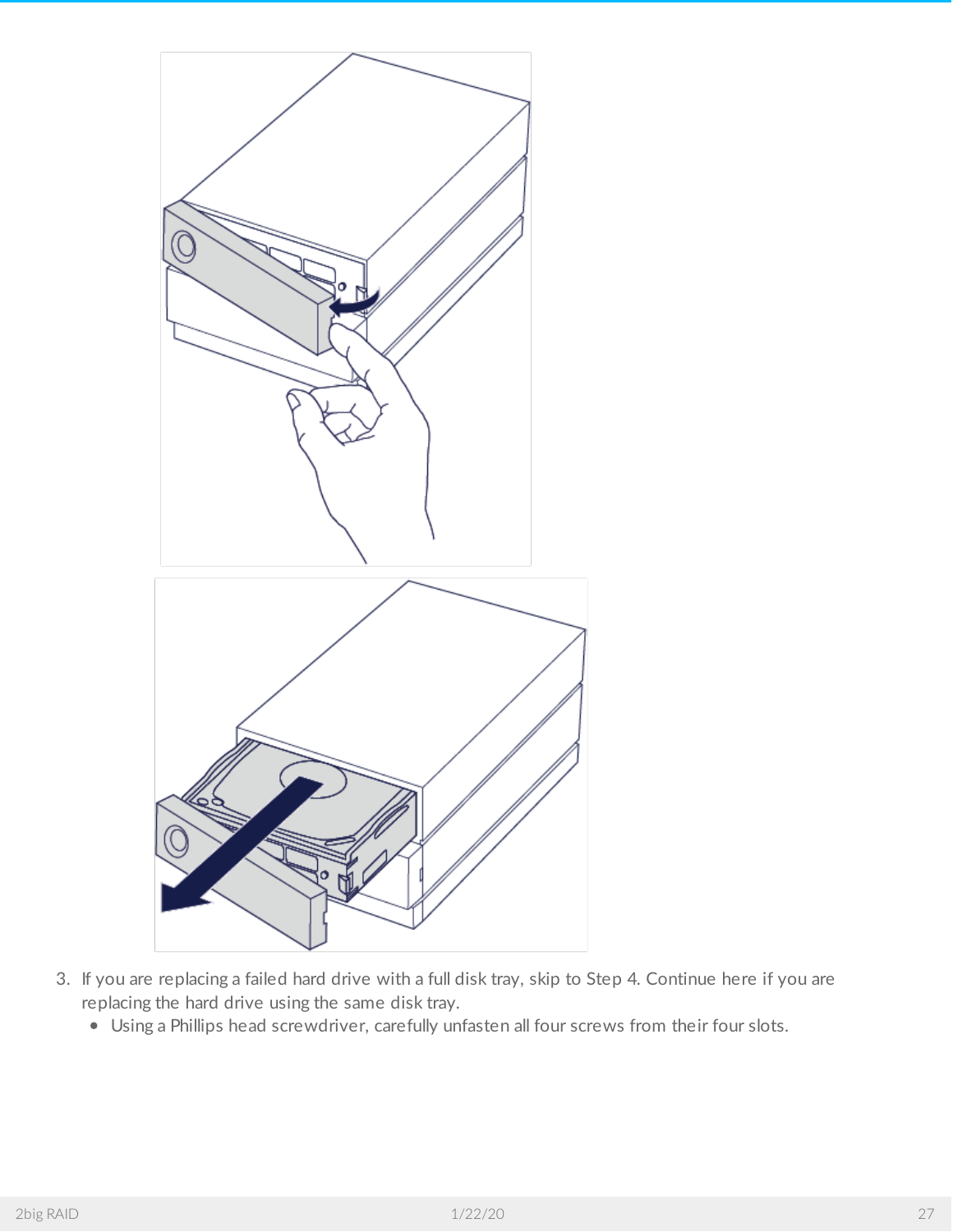3. If you are replacing a failed hard drive with a full disk tray, skip to Step 4. Continue here if you are replacing the hard drive using the same disk tray.
   - Using a Phillips head screwdriver, carefully unfasten all four screws from their four slots.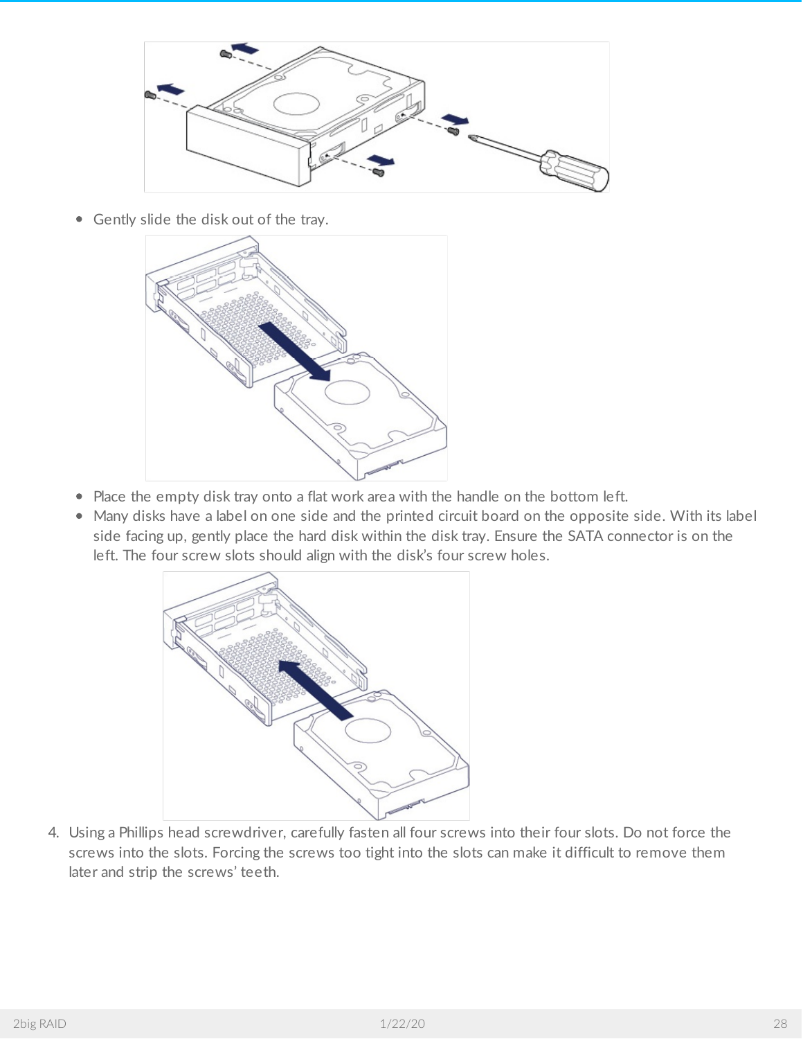- Gently slide the disk out of the tray.
- Place the empty disk tray onto a flat work area with the handle on the bottom left.
- Many disks have a label on one side and the printed circuit board on the opposite side. With its label side facing up, gently place the hard disk within the disk tray. Ensure the SATA connector is on the left. The four screw slots should align with the disk's four screw holes.

4. Using a Phillips head screwdriver, carefully fasten all four screws into their four slots. Do not force the screws into the slots. Forcing the screws too tight into the slots can make it difficult to remove them later and strip the screws' teeth.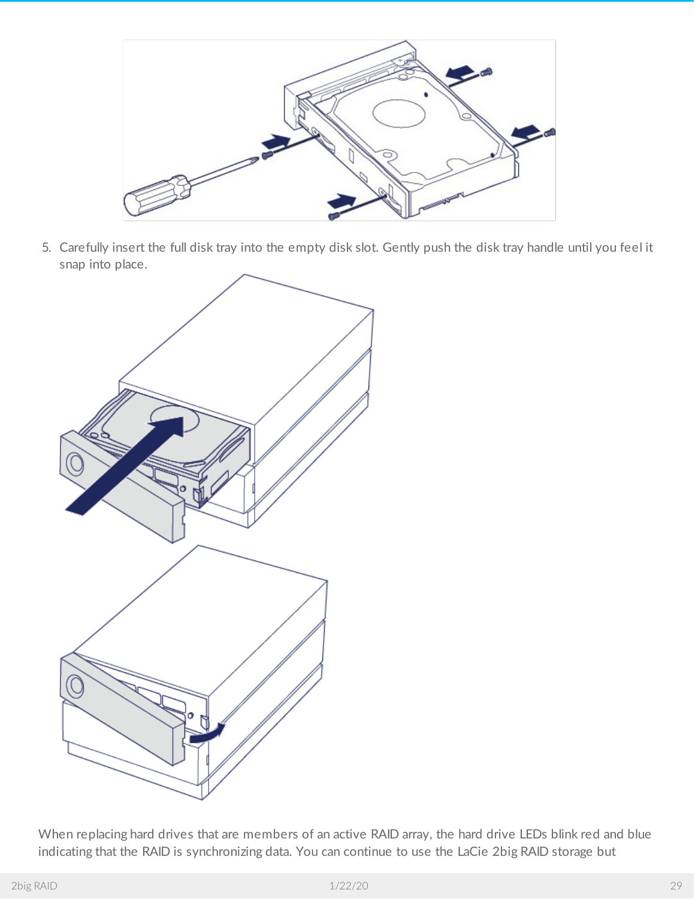5. Carefully insert the full disk tray into the empty disk slot. Gently push the disk tray handle until you feel it snap into place.

When replacing hard drives that are members of an active RAID array, the hard drive LEDs blink red and blue indicating that the RAID is synchronizing data. You can continue to use the LaCie 2big RAID storage but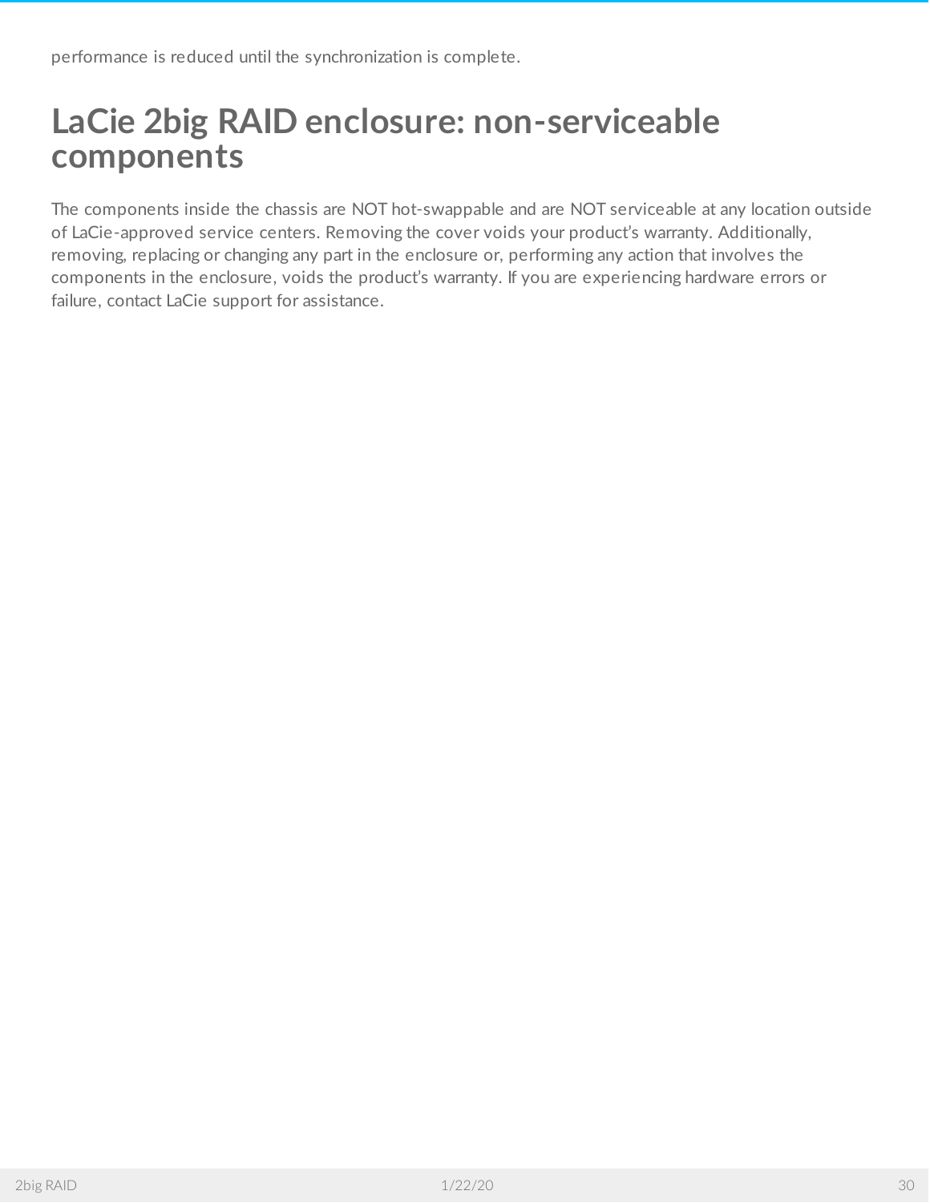performance is reduced until the synchronization is complete.

# LaCie 2big RAID enclosure: non-serviceable components

The components inside the chassis are NOT hot-swappable and are NOT serviceable at any location outside of LaCie-approved service centers. Removing the cover voids your product's warranty. Additionally, removing, replacing or changing any part in the enclosure or, performing any action that involves the components in the enclosure, voids the product's warranty. If you are experiencing hardware errors or failure, contact LaCie support for assistance.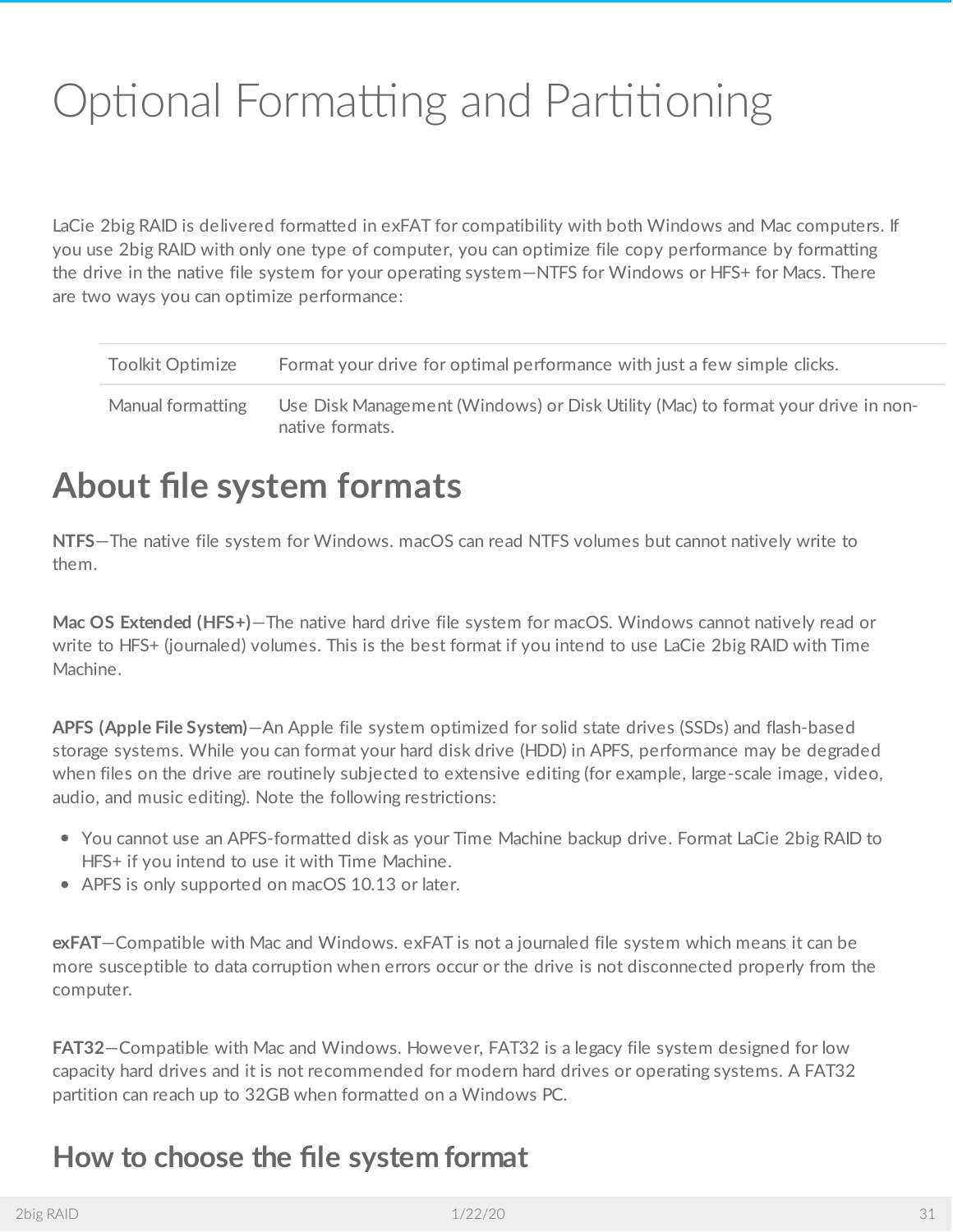# Optional Formatting and Partitioning

LaCie 2big RAID is delivered formatted in exFAT for compatibility with both Windows and Mac computers. If you use 2big RAID with only one type of computer, you can optimize file copy performance by formatting the drive in the native file system for your operating system—NTFS for Windows or HFS+ for Macs. There are two ways you can optimize performance:

| | |
|---|---|
| Toolkit Optimize | Format your drive for optimal performance with just a few simple clicks. |
| Manual formatting | Use Disk Management (Windows) or Disk Utility (Mac) to format your drive in non-native formats. |

## About file system formats

**NTFS**—The native file system for Windows. macOS can read NTFS volumes but cannot natively write to them.

**Mac OS Extended (HFS+)**—The native hard drive file system for macOS. Windows cannot natively read or write to HFS+ (journaled) volumes. This is the best format if you intend to use LaCie 2big RAID with Time Machine.

**APFS (Apple File System)**—An Apple file system optimized for solid state drives (SSDs) and flash-based storage systems. While you can format your hard disk drive (HDD) in APFS, performance may be degraded when files on the drive are routinely subjected to extensive editing (for example, large-scale image, video, audio, and music editing). Note the following restrictions:

- You cannot use an APFS-formatted disk as your Time Machine backup drive. Format LaCie 2big RAID to HFS+ if you intend to use it with Time Machine.
- APFS is only supported on macOS 10.13 or later.

**exFAT**—Compatible with Mac and Windows. exFAT is not a journaled file system which means it can be more susceptible to data corruption when errors occur or the drive is not disconnected properly from the computer.

**FAT32**—Compatible with Mac and Windows. However, FAT32 is a legacy file system designed for low capacity hard drives and it is not recommended for modern hard drives or operating systems. A FAT32 partition can reach up to 32GB when formatted on a Windows PC.

## How to choose the file system format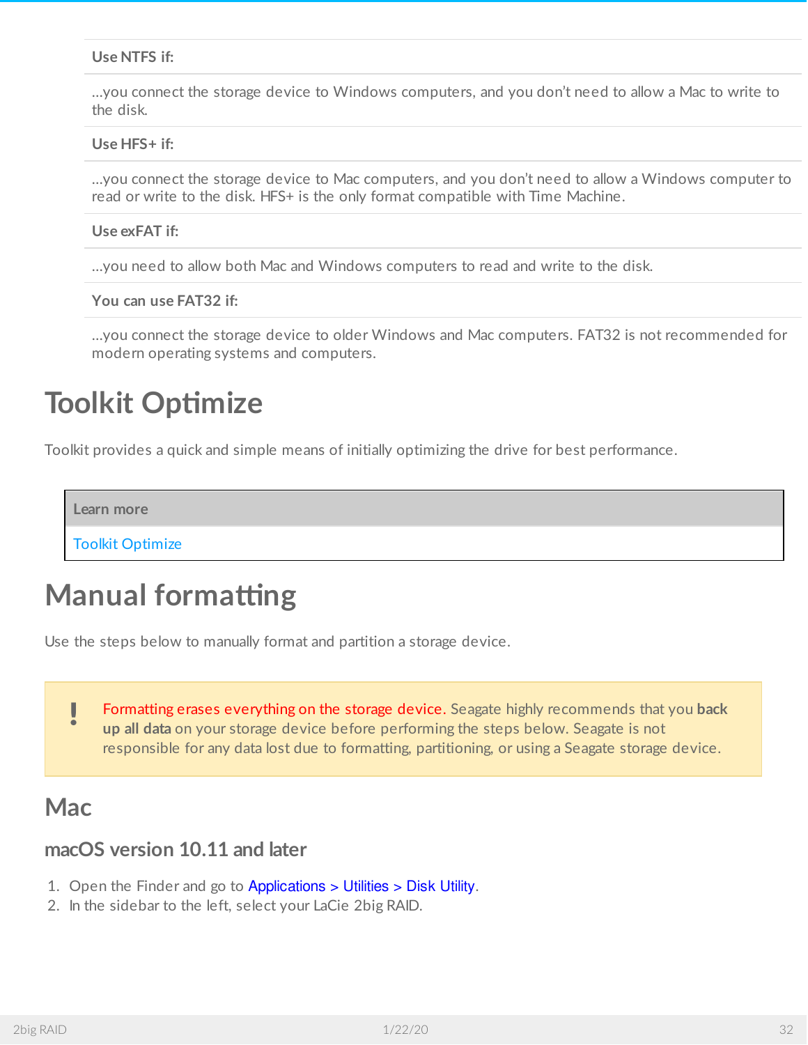| Use NTFS if: |
| --- |
| ...you connect the storage device to Windows computers, and you don't need to allow a Mac to write to the disk. |
| **Use HFS+ if:** |
| ...you connect the storage device to Mac computers, and you don't need to allow a Windows computer to read or write to the disk. HFS+ is the only format compatible with Time Machine. |
| **Use exFAT if:** |
| ...you need to allow both Mac and Windows computers to read and write to the disk. |
| **You can use FAT32 if:** |
| ...you connect the storage device to older Windows and Mac computers. FAT32 is not recommended for modern operating systems and computers. |

# Toolkit Optimize

Toolkit provides a quick and simple means of initially optimizing the drive for best performance.

| Learn more |
| --- |
| Toolkit Optimize |

# Manual formatting

Use the steps below to manually format and partition a storage device.

> **!** Formatting erases everything on the storage device. Seagate highly recommends that you **back up all data** on your storage device before performing the steps below. Seagate is not responsible for any data lost due to formatting, partitioning, or using a Seagate storage device.

## Mac

### macOS version 10.11 and later

1. Open the Finder and go to Applications > Utilities > Disk Utility.
2. In the sidebar to the left, select your LaCie 2big RAID.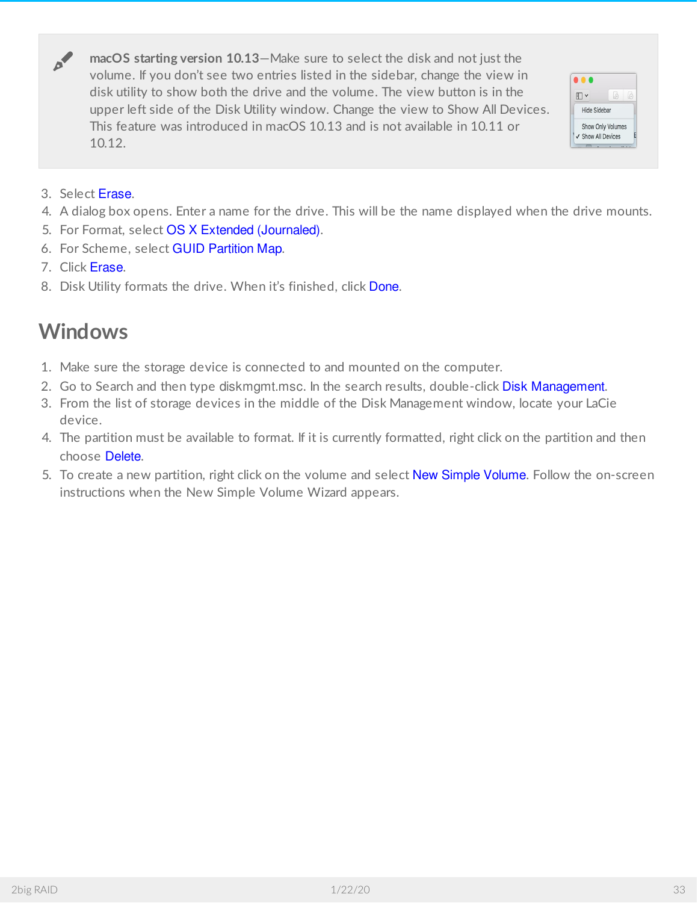**macOS starting version 10.13**—Make sure to select the disk and not just the volume. If you don't see two entries listed in the sidebar, change the view in disk utility to show both the drive and the volume. The view button is in the upper left side of the Disk Utility window. Change the view to Show All Devices. This feature was introduced in macOS 10.13 and is not available in 10.11 or 10.12.

3. Select Erase.
4. A dialog box opens. Enter a name for the drive. This will be the name displayed when the drive mounts.
5. For Format, select OS X Extended (Journaled).
6. For Scheme, select GUID Partition Map.
7. Click Erase.
8. Disk Utility formats the drive. When it's finished, click Done.

## Windows

1. Make sure the storage device is connected to and mounted on the computer.
2. Go to Search and then type diskmgmt.msc. In the search results, double-click Disk Management.
3. From the list of storage devices in the middle of the Disk Management window, locate your LaCie device.
4. The partition must be available to format. If it is currently formatted, right click on the partition and then choose Delete.
5. To create a new partition, right click on the volume and select New Simple Volume. Follow the on-screen instructions when the New Simple Volume Wizard appears.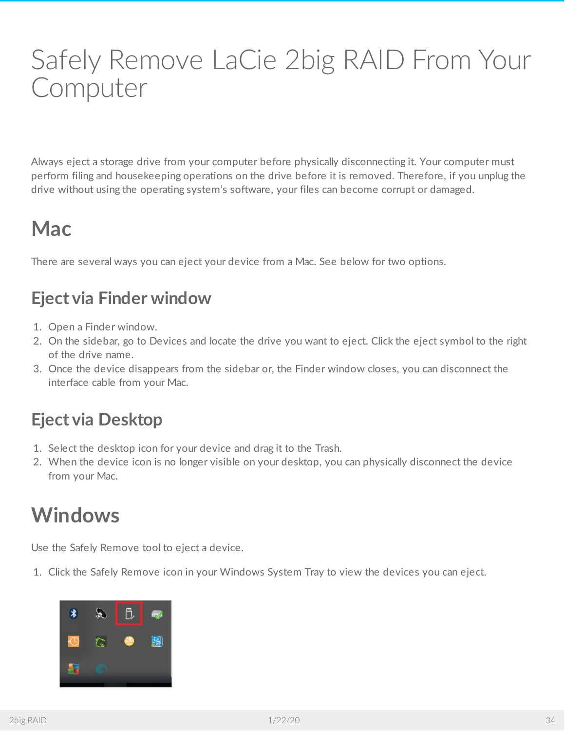# Safely Remove LaCie 2big RAID From Your Computer

Always eject a storage drive from your computer before physically disconnecting it. Your computer must perform filing and housekeeping operations on the drive before it is removed. Therefore, if you unplug the drive without using the operating system's software, your files can become corrupt or damaged.

## Mac

There are several ways you can eject your device from a Mac. See below for two options.

### Eject via Finder window

1. Open a Finder window.
2. On the sidebar, go to Devices and locate the drive you want to eject. Click the eject symbol to the right of the drive name.
3. Once the device disappears from the sidebar or, the Finder window closes, you can disconnect the interface cable from your Mac.

### Eject via Desktop

1. Select the desktop icon for your device and drag it to the Trash.
2. When the device icon is no longer visible on your desktop, you can physically disconnect the device from your Mac.

## Windows

Use the Safely Remove tool to eject a device.

1. Click the Safely Remove icon in your Windows System Tray to view the devices you can eject.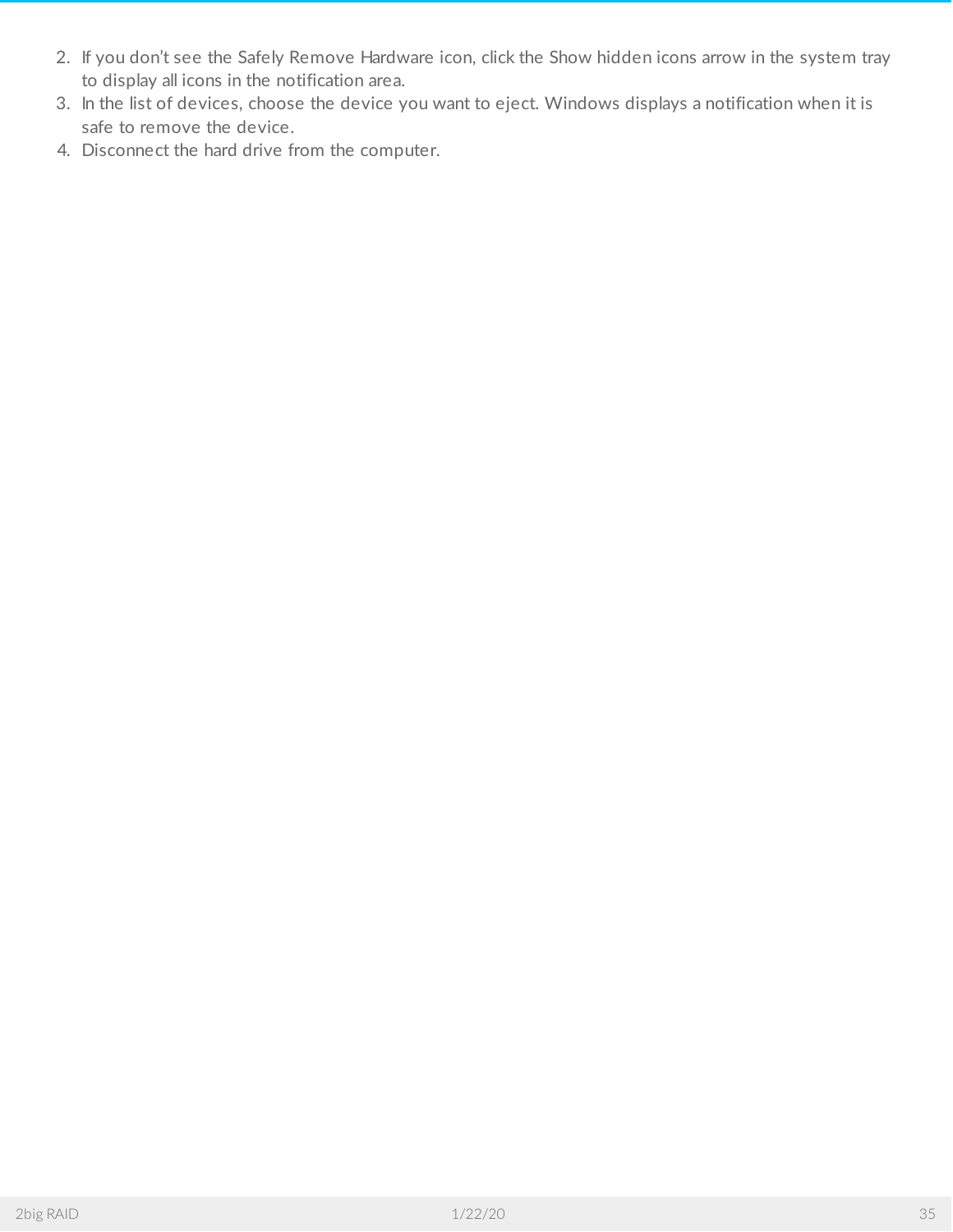2. If you don't see the Safely Remove Hardware icon, click the Show hidden icons arrow in the system tray to display all icons in the notification area.
3. In the list of devices, choose the device you want to eject. Windows displays a notification when it is safe to remove the device.
4. Disconnect the hard drive from the computer.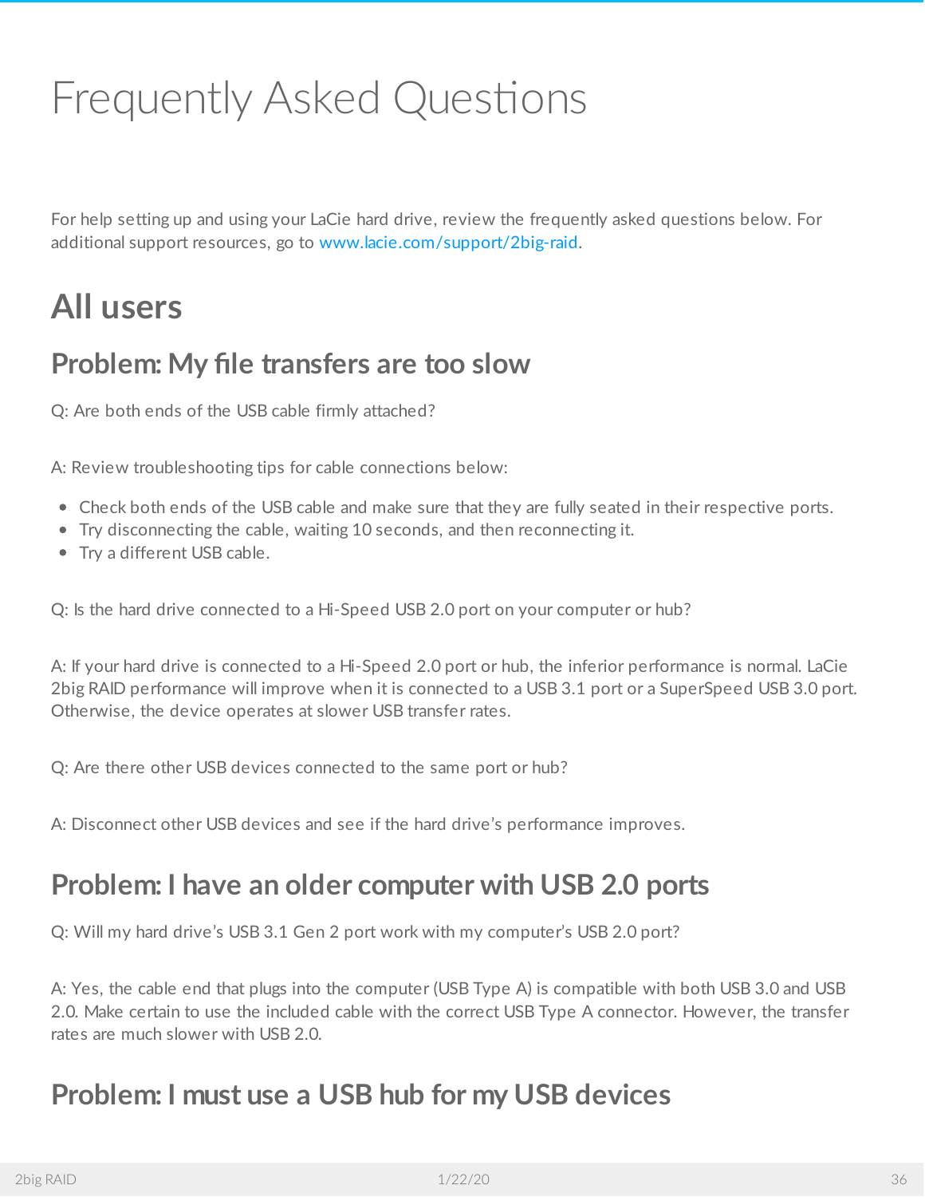# Frequently Asked Questions

For help setting up and using your LaCie hard drive, review the frequently asked questions below. For additional support resources, go to www.lacie.com/support/2big-raid.

## All users

### Problem: My file transfers are too slow

Q: Are both ends of the USB cable firmly attached?

A: Review troubleshooting tips for cable connections below:

- Check both ends of the USB cable and make sure that they are fully seated in their respective ports.
- Try disconnecting the cable, waiting 10 seconds, and then reconnecting it.
- Try a different USB cable.

Q: Is the hard drive connected to a Hi-Speed USB 2.0 port on your computer or hub?

A: If your hard drive is connected to a Hi-Speed 2.0 port or hub, the inferior performance is normal. LaCie 2big RAID performance will improve when it is connected to a USB 3.1 port or a SuperSpeed USB 3.0 port. Otherwise, the device operates at slower USB transfer rates.

Q: Are there other USB devices connected to the same port or hub?

A: Disconnect other USB devices and see if the hard drive's performance improves.

### Problem: I have an older computer with USB 2.0 ports

Q: Will my hard drive's USB 3.1 Gen 2 port work with my computer's USB 2.0 port?

A: Yes, the cable end that plugs into the computer (USB Type A) is compatible with both USB 3.0 and USB 2.0. Make certain to use the included cable with the correct USB Type A connector. However, the transfer rates are much slower with USB 2.0.

### Problem: I must use a USB hub for my USB devices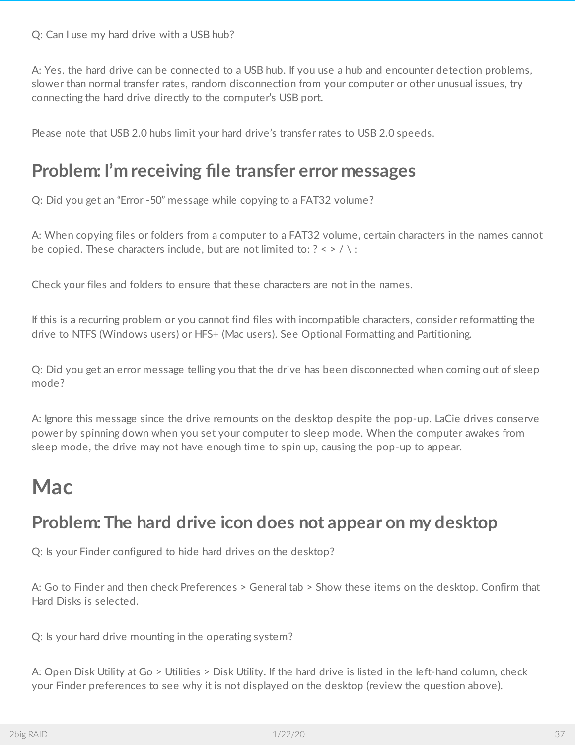Q: Can I use my hard drive with a USB hub?

A: Yes, the hard drive can be connected to a USB hub. If you use a hub and encounter detection problems, slower than normal transfer rates, random disconnection from your computer or other unusual issues, try connecting the hard drive directly to the computer's USB port.

Please note that USB 2.0 hubs limit your hard drive's transfer rates to USB 2.0 speeds.

## Problem: I'm receiving file transfer error messages

Q: Did you get an "Error -50" message while copying to a FAT32 volume?

A: When copying files or folders from a computer to a FAT32 volume, certain characters in the names cannot be copied. These characters include, but are not limited to: ? < > / \ :

Check your files and folders to ensure that these characters are not in the names.

If this is a recurring problem or you cannot find files with incompatible characters, consider reformatting the drive to NTFS (Windows users) or HFS+ (Mac users). See Optional Formatting and Partitioning.

Q: Did you get an error message telling you that the drive has been disconnected when coming out of sleep mode?

A: Ignore this message since the drive remounts on the desktop despite the pop-up. LaCie drives conserve power by spinning down when you set your computer to sleep mode. When the computer awakes from sleep mode, the drive may not have enough time to spin up, causing the pop-up to appear.

# Mac

## Problem: The hard drive icon does not appear on my desktop

Q: Is your Finder configured to hide hard drives on the desktop?

A: Go to Finder and then check Preferences > General tab > Show these items on the desktop. Confirm that Hard Disks is selected.

Q: Is your hard drive mounting in the operating system?

A: Open Disk Utility at Go > Utilities > Disk Utility. If the hard drive is listed in the left-hand column, check your Finder preferences to see why it is not displayed on the desktop (review the question above).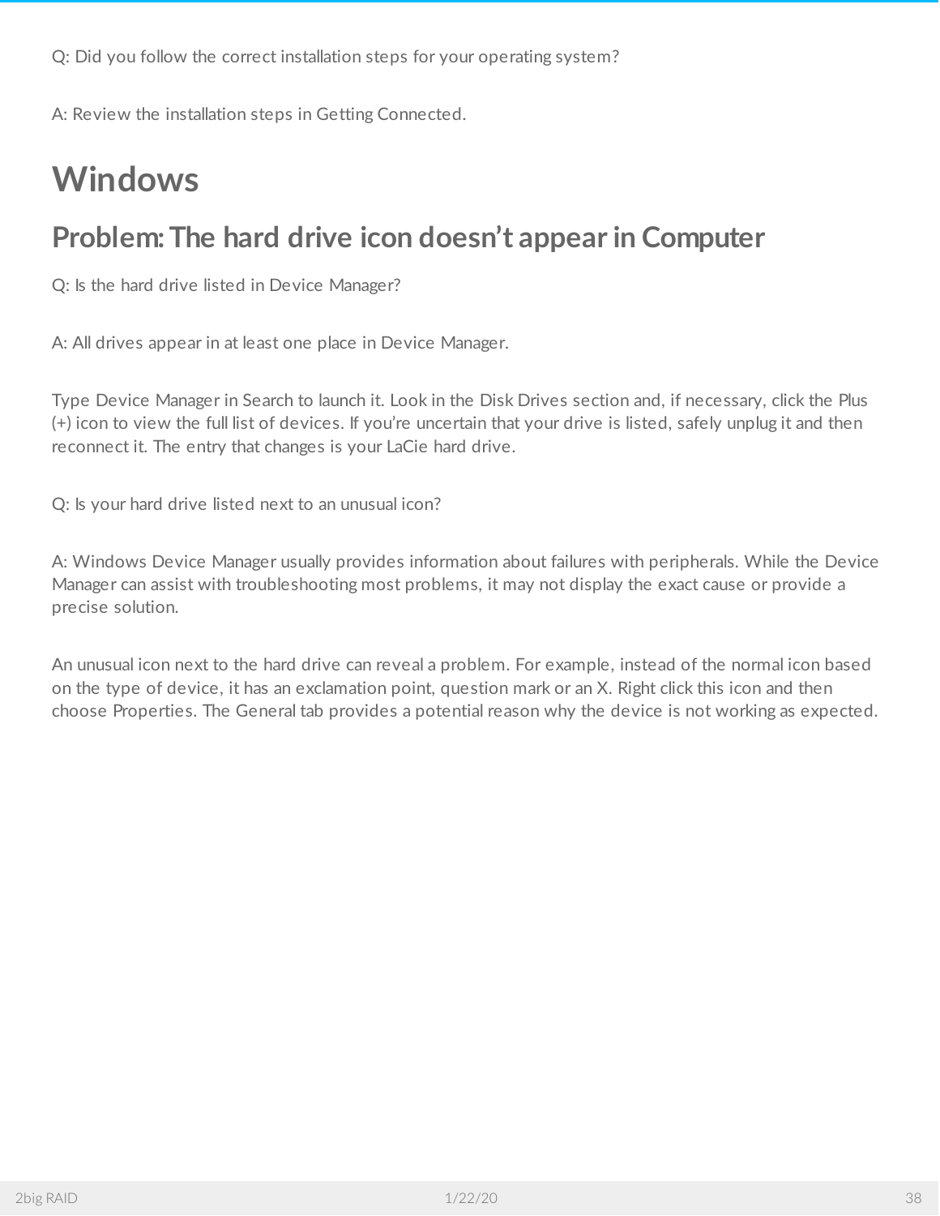Q: Did you follow the correct installation steps for your operating system?

A: Review the installation steps in Getting Connected.

# Windows

## Problem: The hard drive icon doesn't appear in Computer

Q: Is the hard drive listed in Device Manager?

A: All drives appear in at least one place in Device Manager.

Type Device Manager in Search to launch it. Look in the Disk Drives section and, if necessary, click the Plus (+) icon to view the full list of devices. If you're uncertain that your drive is listed, safely unplug it and then reconnect it. The entry that changes is your LaCie hard drive.

Q: Is your hard drive listed next to an unusual icon?

A: Windows Device Manager usually provides information about failures with peripherals. While the Device Manager can assist with troubleshooting most problems, it may not display the exact cause or provide a precise solution.

An unusual icon next to the hard drive can reveal a problem. For example, instead of the normal icon based on the type of device, it has an exclamation point, question mark or an X. Right click this icon and then choose Properties. The General tab provides a potential reason why the device is not working as expected.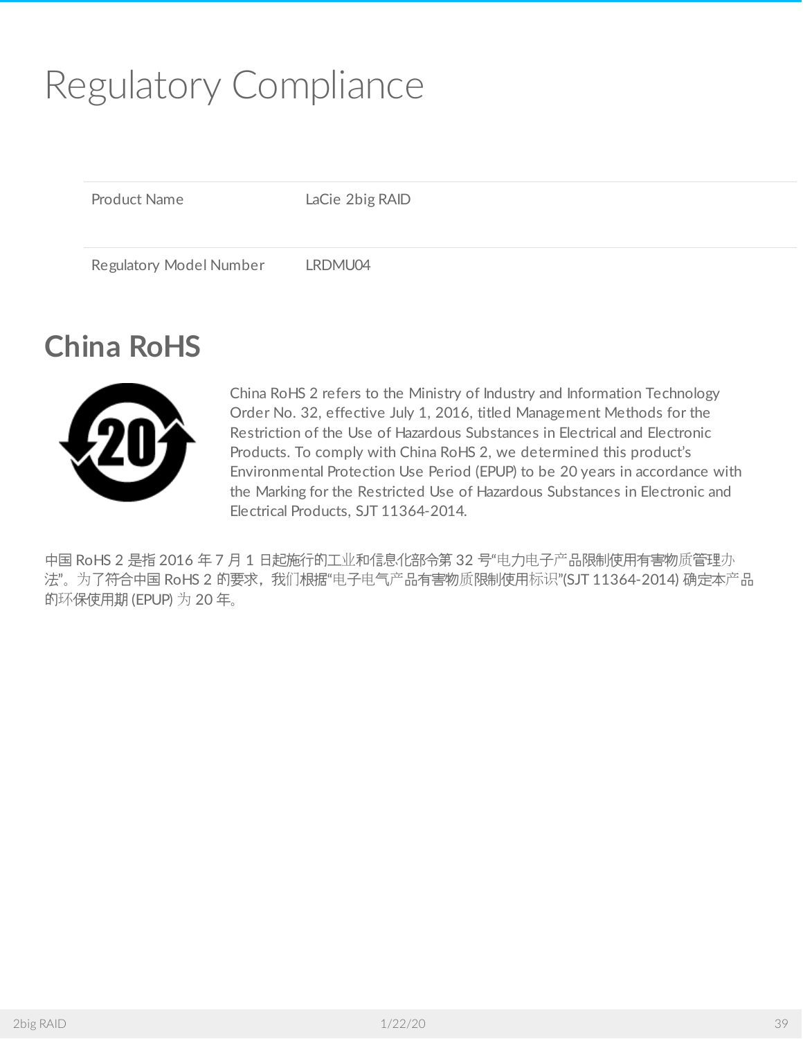# Regulatory Compliance

| Product Name | LaCie 2big RAID |
| --- | --- |
| Regulatory Model Number | LRDMU04 |

## China RoHS

China RoHS 2 refers to the Ministry of Industry and Information Technology Order No. 32, effective July 1, 2016, titled Management Methods for the Restriction of the Use of Hazardous Substances in Electrical and Electronic Products. To comply with China RoHS 2, we determined this product's Environmental Protection Use Period (EPUP) to be 20 years in accordance with the Marking for the Restricted Use of Hazardous Substances in Electronic and Electrical Products, SJT 11364-2014.

中国 RoHS 2 是指 2016 年 7 月 1 日起施行的工业和信息化部令第 32 号"电力电子产品限制使用有害物质管理办法"。为了符合中国 RoHS 2 的要求，我们根据"电子电气产品有害物质限制使用标识"(SJT 11364-2014) 确定本产品的环保使用期 (EPUP) 为 20 年。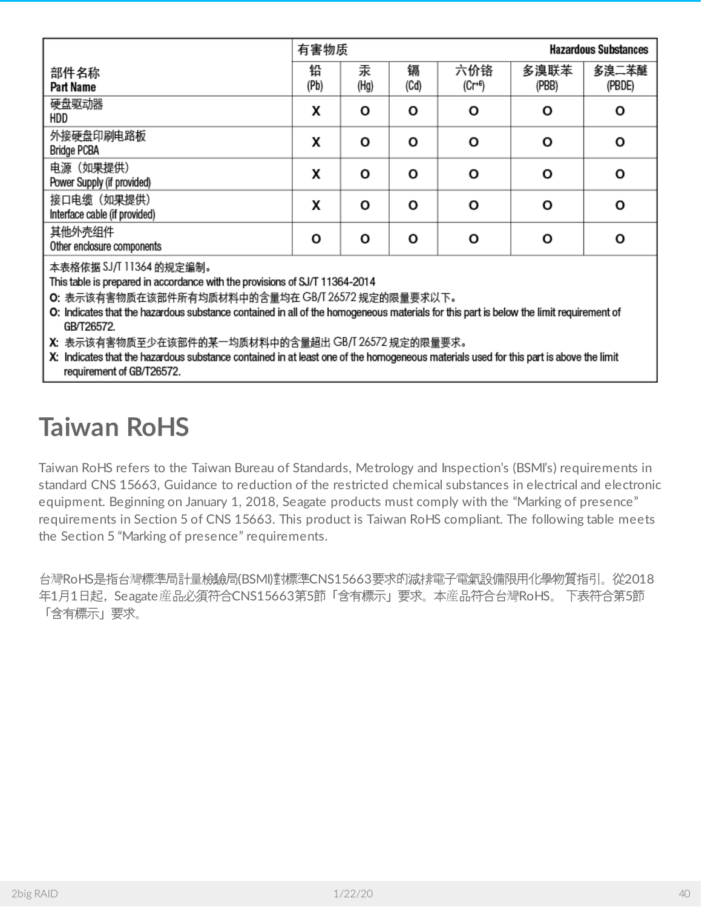| 部件名称<br>Part Name | 有害物质 | | | | Hazardous Substances | |
|---|---|---|---|---|---|---|
| | 铅<br>(Pb) | 汞<br>(Hg) | 镉<br>(Cd) | 六价铬<br>($Cr^{+6}$) | 多溴联苯<br>(PBB) | 多溴二苯醚<br>(PBDE) |
| 硬盘驱动器<br>HDD | X | O | O | O | O | O |
| 外接硬盘印刷电路板<br>Bridge PCBA | X | O | O | O | O | O |
| 电源（如果提供）<br>Power Supply (if provided) | X | O | O | O | O | O |
| 接口电缆（如果提供）<br>Interface cable (if provided) | X | O | O | O | O | O |
| 其他外壳组件<br>Other enclosure components | O | O | O | O | O | O |

本表格依据 SJ/T 11364 的规定编制。
This table is prepared in accordance with the provisions of SJ/T 11364-2014
**O:** 表示该有害物质在该部件所有均质材料中的含量均在 GB/T 26572 规定的限量要求以下。
**O:** Indicates that the hazardous substance contained in all of the homogeneous materials for this part is below the limit requirement of GB/T26572.
**X:** 表示该有害物质至少在该部件的某一均质材料中的含量超出 GB/T 26572 规定的限量要求。
**X:** Indicates that the hazardous substance contained in at least one of the homogeneous materials used for this part is above the limit requirement of GB/T26572.

# Taiwan RoHS

Taiwan RoHS refers to the Taiwan Bureau of Standards, Metrology and Inspection's (BSMI's) requirements in standard CNS 15663, Guidance to reduction of the restricted chemical substances in electrical and electronic equipment. Beginning on January 1, 2018, Seagate products must comply with the "Marking of presence" requirements in Section 5 of CNS 15663. This product is Taiwan RoHS compliant. The following table meets the Section 5 "Marking of presence" requirements.

台灣RoHS是指台灣標準局計量檢驗局(BSMI)對標準CNS15663要求的減排電子電氣設備限用化學物質指引。從2018年1月1日起，Seagate産品必須符合CNS15663第5節「含有標示」要求。本産品符合台灣RoHS。 下表符合第5節「含有標示」要求。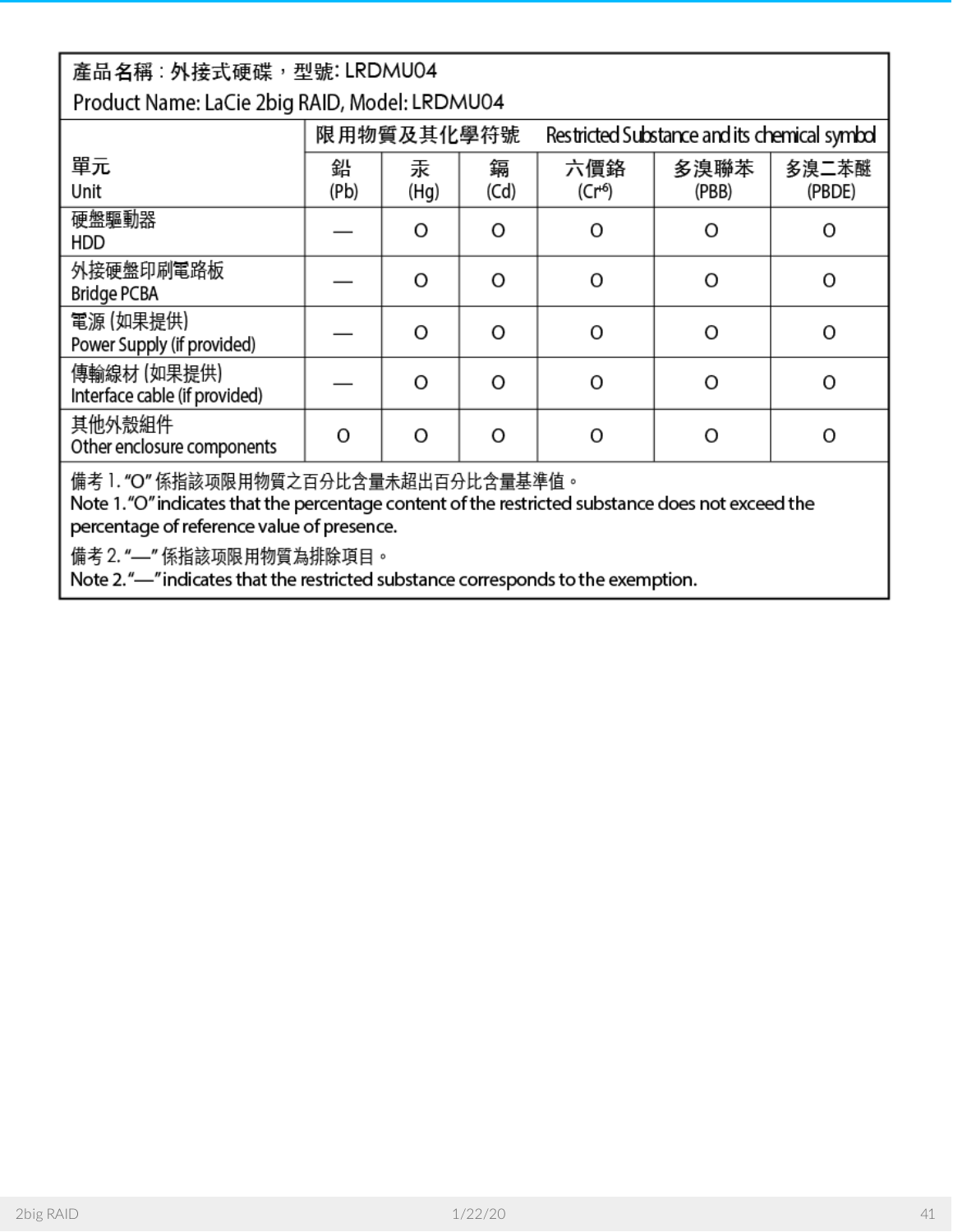| 產品名稱：外接式硬碟，型號: LRDMU04<br>Product Name: LaCie 2big RAID, Model: LRDMU04 | | | | | | |
|---|---|---|---|---|---|---|
| | 限用物質及其化學符號 Restricted Substance and its chemical symbol | | | | | |
| 單元<br>Unit | 鉛<br>(Pb) | 汞<br>(Hg) | 鎘<br>(Cd) | 六價鉻<br>($Cr^{+6}$) | 多溴聯苯<br>(PBB) | 多溴二苯醚<br>(PBDE) |
| 硬盤驅動器<br>HDD | — | O | O | O | O | O |
| 外接硬盤印刷電路板<br>Bridge PCBA | — | O | O | O | O | O |
| 電源 (如果提供)<br>Power Supply (if provided) | — | O | O | O | O | O |
| 傳輸線材 (如果提供)<br>Interface cable (if provided) | — | O | O | O | O | O |
| 其他外殼組件<br>Other enclosure components | O | O | O | O | O | O |

備考 1. "O" 係指該项限用物質之百分比含量未超出百分比含量基準值。
Note 1. "O" indicates that the percentage content of the restricted substance does not exceed the percentage of reference value of presence.

備考 2. "—" 係指該项限用物質為排除項目。
Note 2. "—" indicates that the restricted substance corresponds to the exemption.